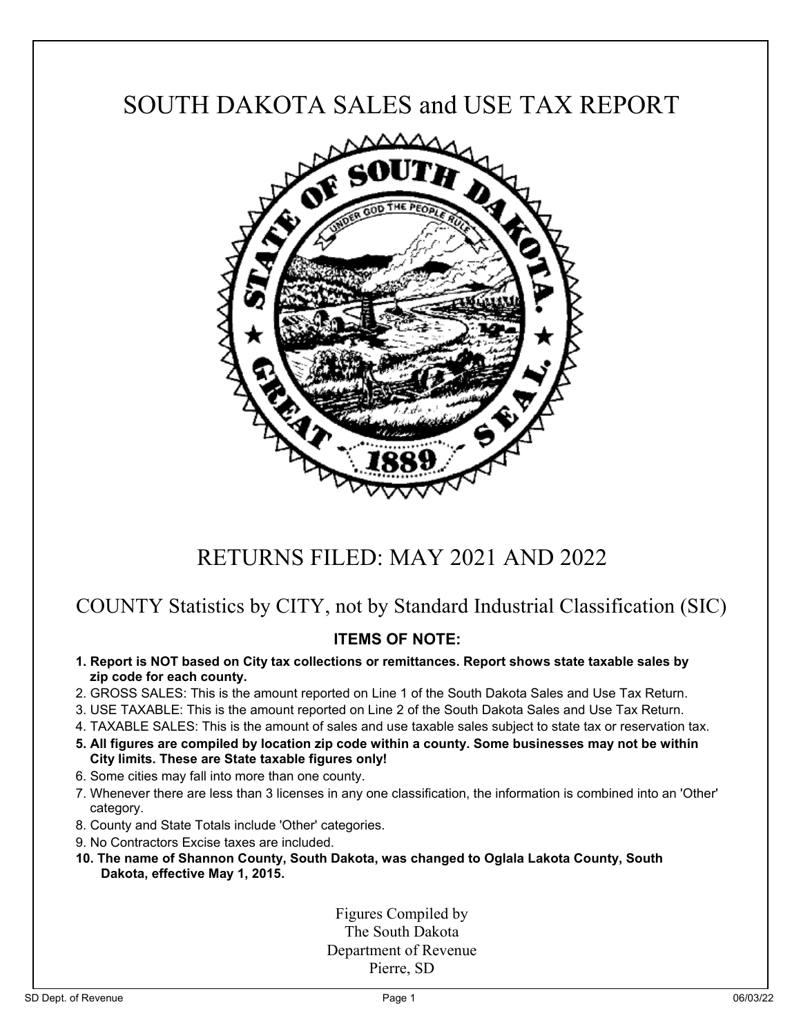# SOUTH DAKOTA SALES and USE TAX REPORT

## RETURNS FILED: MAY 2021 AND 2022

### COUNTY Statistics by CITY, not by Standard Industrial Classification (SIC)

**ITEMS OF NOTE:**

1. **Report is NOT based on City tax collections or remittances. Report shows state taxable sales by zip code for each county.**
2. GROSS SALES: This is the amount reported on Line 1 of the South Dakota Sales and Use Tax Return.
3. USE TAXABLE: This is the amount reported on Line 2 of the South Dakota Sales and Use Tax Return.
4. TAXABLE SALES: This is the amount of sales and use taxable sales subject to state tax or reservation tax.
5. **All figures are compiled by location zip code within a county. Some businesses may not be within City limits. These are State taxable figures only!**
6. Some cities may fall into more than one county.
7. Whenever there are less than 3 licenses in any one classification, the information is combined into an 'Other' category.
8. County and State Totals include 'Other' categories.
9. No Contractors Excise taxes are included.
10. **The name of Shannon County, South Dakota, was changed to Oglala Lakota County, South Dakota, effective May 1, 2015.**

Figures Compiled by
The South Dakota
Department of Revenue
Pierre, SD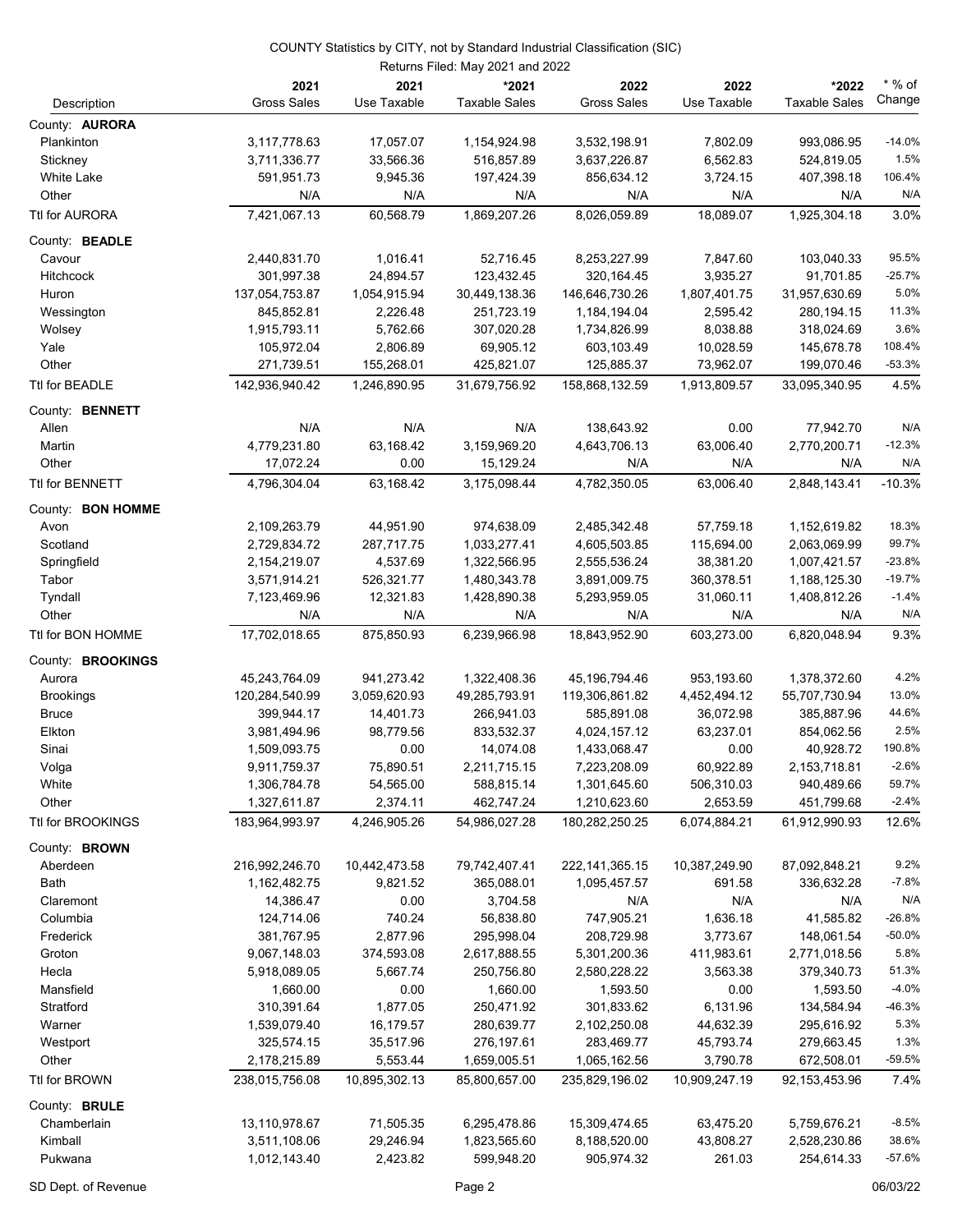COUNTY Statistics by CITY, not by Standard Industrial Classification (SIC)

Returns Filed: May 2021 and 2022

| Description | 2021 Gross Sales | 2021 Use Taxable | *2021 Taxable Sales | 2022 Gross Sales | 2022 Use Taxable | *2022 Taxable Sales | * % of Change |
|---|---|---|---|---|---|---|---|
| County: **AURORA** | | | | | | | |
| Plankinton | 3,117,778.63 | 17,057.07 | 1,154,924.98 | 3,532,198.91 | 7,802.09 | 993,086.95 | -14.0% |
| Stickney | 3,711,336.77 | 33,566.36 | 516,857.89 | 3,637,226.87 | 6,562.83 | 524,819.05 | 1.5% |
| White Lake | 591,951.73 | 9,945.36 | 197,424.39 | 856,634.12 | 3,724.15 | 407,398.18 | 106.4% |
| Other | N/A | N/A | N/A | N/A | N/A | N/A | N/A |
| Ttl for AURORA | 7,421,067.13 | 60,568.79 | 1,869,207.26 | 8,026,059.89 | 18,089.07 | 1,925,304.18 | 3.0% |
| County: **BEADLE** | | | | | | | |
| Cavour | 2,440,831.70 | 1,016.41 | 52,716.45 | 8,253,227.99 | 7,847.60 | 103,040.33 | 95.5% |
| Hitchcock | 301,997.38 | 24,894.57 | 123,432.45 | 320,164.45 | 3,935.27 | 91,701.85 | -25.7% |
| Huron | 137,054,753.87 | 1,054,915.94 | 30,449,138.36 | 146,646,730.26 | 1,807,401.75 | 31,957,630.69 | 5.0% |
| Wessington | 845,852.81 | 2,226.48 | 251,723.19 | 1,184,194.04 | 2,595.42 | 280,194.15 | 11.3% |
| Wolsey | 1,915,793.11 | 5,762.66 | 307,020.28 | 1,734,826.99 | 8,038.88 | 318,024.69 | 3.6% |
| Yale | 105,972.04 | 2,806.89 | 69,905.12 | 603,103.49 | 10,028.59 | 145,678.78 | 108.4% |
| Other | 271,739.51 | 155,268.01 | 425,821.07 | 125,885.37 | 73,962.07 | 199,070.46 | -53.3% |
| Ttl for BEADLE | 142,936,940.42 | 1,246,890.95 | 31,679,756.92 | 158,868,132.59 | 1,913,809.57 | 33,095,340.95 | 4.5% |
| County: **BENNETT** | | | | | | | |
| Allen | N/A | N/A | N/A | 138,643.92 | 0.00 | 77,942.70 | N/A |
| Martin | 4,779,231.80 | 63,168.42 | 3,159,969.20 | 4,643,706.13 | 63,006.40 | 2,770,200.71 | -12.3% |
| Other | 17,072.24 | 0.00 | 15,129.24 | N/A | N/A | N/A | N/A |
| Ttl for BENNETT | 4,796,304.04 | 63,168.42 | 3,175,098.44 | 4,782,350.05 | 63,006.40 | 2,848,143.41 | -10.3% |
| County: **BON HOMME** | | | | | | | |
| Avon | 2,109,263.79 | 44,951.90 | 974,638.09 | 2,485,342.48 | 57,759.18 | 1,152,619.82 | 18.3% |
| Scotland | 2,729,834.72 | 287,717.75 | 1,033,277.41 | 4,605,503.85 | 115,694.00 | 2,063,069.99 | 99.7% |
| Springfield | 2,154,219.07 | 4,537.69 | 1,322,566.95 | 2,555,536.24 | 38,381.20 | 1,007,421.57 | -23.8% |
| Tabor | 3,571,914.21 | 526,321.77 | 1,480,343.78 | 3,891,009.75 | 360,378.51 | 1,188,125.30 | -19.7% |
| Tyndall | 7,123,469.96 | 12,321.83 | 1,428,890.38 | 5,293,959.05 | 31,060.11 | 1,408,812.26 | -1.4% |
| Other | N/A | N/A | N/A | N/A | N/A | N/A | N/A |
| Ttl for BON HOMME | 17,702,018.65 | 875,850.93 | 6,239,966.98 | 18,843,952.90 | 603,273.00 | 6,820,048.94 | 9.3% |
| County: **BROOKINGS** | | | | | | | |
| Aurora | 45,243,764.09 | 941,273.42 | 1,322,408.36 | 45,196,794.46 | 953,193.60 | 1,378,372.60 | 4.2% |
| Brookings | 120,284,540.99 | 3,059,620.93 | 49,285,793.91 | 119,306,861.82 | 4,452,494.12 | 55,707,730.94 | 13.0% |
| Bruce | 399,944.17 | 14,401.73 | 266,941.03 | 585,891.08 | 36,072.98 | 385,887.96 | 44.6% |
| Elkton | 3,981,494.96 | 98,779.56 | 833,532.37 | 4,024,157.12 | 63,237.01 | 854,062.56 | 2.5% |
| Sinai | 1,509,093.75 | 0.00 | 14,074.08 | 1,433,068.47 | 0.00 | 40,928.72 | 190.8% |
| Volga | 9,911,759.37 | 75,890.51 | 2,211,715.15 | 7,223,208.09 | 60,922.89 | 2,153,718.81 | -2.6% |
| White | 1,306,784.78 | 54,565.00 | 588,815.14 | 1,301,645.60 | 506,310.03 | 940,489.66 | 59.7% |
| Other | 1,327,611.87 | 2,374.11 | 462,747.24 | 1,210,623.60 | 2,653.59 | 451,799.68 | -2.4% |
| Ttl for BROOKINGS | 183,964,993.97 | 4,246,905.26 | 54,986,027.28 | 180,282,250.25 | 6,074,884.21 | 61,912,990.93 | 12.6% |
| County: **BROWN** | | | | | | | |
| Aberdeen | 216,992,246.70 | 10,442,473.58 | 79,742,407.41 | 222,141,365.15 | 10,387,249.90 | 87,092,848.21 | 9.2% |
| Bath | 1,162,482.75 | 9,821.52 | 365,088.01 | 1,095,457.57 | 691.58 | 336,632.28 | -7.8% |
| Claremont | 14,386.47 | 0.00 | 3,704.58 | N/A | N/A | N/A | N/A |
| Columbia | 124,714.06 | 740.24 | 56,838.80 | 747,905.21 | 1,636.18 | 41,585.82 | -26.8% |
| Frederick | 381,767.95 | 2,877.96 | 295,998.04 | 208,729.98 | 3,773.67 | 148,061.54 | -50.0% |
| Groton | 9,067,148.03 | 374,593.08 | 2,617,888.55 | 5,301,200.36 | 411,983.61 | 2,771,018.56 | 5.8% |
| Hecla | 5,918,089.05 | 5,667.74 | 250,756.80 | 2,580,228.22 | 3,563.38 | 379,340.73 | 51.3% |
| Mansfield | 1,660.00 | 0.00 | 1,660.00 | 1,593.50 | 0.00 | 1,593.50 | -4.0% |
| Stratford | 310,391.64 | 1,877.05 | 250,471.92 | 301,833.62 | 6,131.96 | 134,584.94 | -46.3% |
| Warner | 1,539,079.40 | 16,179.57 | 280,639.77 | 2,102,250.08 | 44,632.39 | 295,616.92 | 5.3% |
| Westport | 325,574.15 | 35,517.96 | 276,197.61 | 283,469.77 | 45,793.74 | 279,663.45 | 1.3% |
| Other | 2,178,215.89 | 5,553.44 | 1,659,005.51 | 1,065,162.56 | 3,790.78 | 672,508.01 | -59.5% |
| Ttl for BROWN | 238,015,756.08 | 10,895,302.13 | 85,800,657.00 | 235,829,196.02 | 10,909,247.19 | 92,153,453.96 | 7.4% |
| County: **BRULE** | | | | | | | |
| Chamberlain | 13,110,978.67 | 71,505.35 | 6,295,478.86 | 15,309,474.65 | 63,475.20 | 5,759,676.21 | -8.5% |
| Kimball | 3,511,108.06 | 29,246.94 | 1,823,565.60 | 8,188,520.00 | 43,808.27 | 2,528,230.86 | 38.6% |
| Pukwana | 1,012,143.40 | 2,423.82 | 599,948.20 | 905,974.32 | 261.03 | 254,614.33 | -57.6% |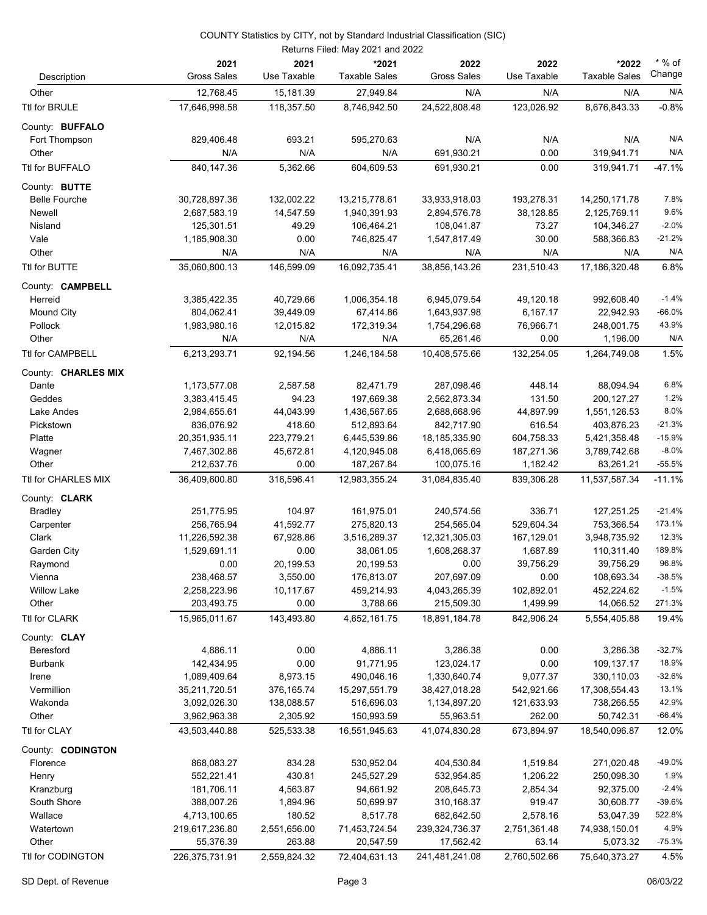COUNTY Statistics by CITY, not by Standard Industrial Classification (SIC)

Returns Filed: May 2021 and 2022

| Description | 2021 Gross Sales | 2021 Use Taxable | *2021 Taxable Sales | 2022 Gross Sales | 2022 Use Taxable | *2022 Taxable Sales | * % of Change |
|---|---|---|---|---|---|---|---|
| Other | 12,768.45 | 15,181.39 | 27,949.84 | N/A | N/A | N/A | N/A |
| Ttl for BRULE | 17,646,998.58 | 118,357.50 | 8,746,942.50 | 24,522,808.48 | 123,026.92 | 8,676,843.33 | -0.8% |
| County: **BUFFALO** | | | | | | | |
| Fort Thompson | 829,406.48 | 693.21 | 595,270.63 | N/A | N/A | N/A | N/A |
| Other | N/A | N/A | N/A | 691,930.21 | 0.00 | 319,941.71 | N/A |
| Ttl for BUFFALO | 840,147.36 | 5,362.66 | 604,609.53 | 691,930.21 | 0.00 | 319,941.71 | -47.1% |
| County: **BUTTE** | | | | | | | |
| Belle Fourche | 30,728,897.36 | 132,002.22 | 13,215,778.61 | 33,933,918.03 | 193,278.31 | 14,250,171.78 | 7.8% |
| Newell | 2,687,583.19 | 14,547.59 | 1,940,391.93 | 2,894,576.78 | 38,128.85 | 2,125,769.11 | 9.6% |
| Nisland | 125,301.51 | 49.29 | 106,464.21 | 108,041.87 | 73.27 | 104,346.27 | -2.0% |
| Vale | 1,185,908.30 | 0.00 | 746,825.47 | 1,547,817.49 | 30.00 | 588,366.83 | -21.2% |
| Other | N/A | N/A | N/A | N/A | N/A | N/A | N/A |
| Ttl for BUTTE | 35,060,800.13 | 146,599.09 | 16,092,735.41 | 38,856,143.26 | 231,510.43 | 17,186,320.48 | 6.8% |
| County: **CAMPBELL** | | | | | | | |
| Herreid | 3,385,422.35 | 40,729.66 | 1,006,354.18 | 6,945,079.54 | 49,120.18 | 992,608.40 | -1.4% |
| Mound City | 804,062.41 | 39,449.09 | 67,414.86 | 1,643,937.98 | 6,167.17 | 22,942.93 | -66.0% |
| Pollock | 1,983,980.16 | 12,015.82 | 172,319.34 | 1,754,296.68 | 76,966.71 | 248,001.75 | 43.9% |
| Other | N/A | N/A | N/A | 65,261.46 | 0.00 | 1,196.00 | N/A |
| Ttl for CAMPBELL | 6,213,293.71 | 92,194.56 | 1,246,184.58 | 10,408,575.66 | 132,254.05 | 1,264,749.08 | 1.5% |
| County: **CHARLES MIX** | | | | | | | |
| Dante | 1,173,577.08 | 2,587.58 | 82,471.79 | 287,098.46 | 448.14 | 88,094.94 | 6.8% |
| Geddes | 3,383,415.45 | 94.23 | 197,669.38 | 2,562,873.34 | 131.50 | 200,127.27 | 1.2% |
| Lake Andes | 2,984,655.61 | 44,043.99 | 1,436,567.65 | 2,688,668.96 | 44,897.99 | 1,551,126.53 | 8.0% |
| Pickstown | 836,076.92 | 418.60 | 512,893.64 | 842,717.90 | 616.54 | 403,876.23 | -21.3% |
| Platte | 20,351,935.11 | 223,779.21 | 6,445,539.86 | 18,185,335.90 | 604,758.33 | 5,421,358.48 | -15.9% |
| Wagner | 7,467,302.86 | 45,672.81 | 4,120,945.08 | 6,418,065.69 | 187,271.36 | 3,789,742.68 | -8.0% |
| Other | 212,637.76 | 0.00 | 187,267.84 | 100,075.16 | 1,182.42 | 83,261.21 | -55.5% |
| Ttl for CHARLES MIX | 36,409,600.80 | 316,596.41 | 12,983,355.24 | 31,084,835.40 | 839,306.28 | 11,537,587.34 | -11.1% |
| County: **CLARK** | | | | | | | |
| Bradley | 251,775.95 | 104.97 | 161,975.01 | 240,574.56 | 336.71 | 127,251.25 | -21.4% |
| Carpenter | 256,765.94 | 41,592.77 | 275,820.13 | 254,565.04 | 529,604.34 | 753,366.54 | 173.1% |
| Clark | 11,226,592.38 | 67,928.86 | 3,516,289.37 | 12,321,305.03 | 167,129.01 | 3,948,735.92 | 12.3% |
| Garden City | 1,529,691.11 | 0.00 | 38,061.05 | 1,608,268.37 | 1,687.89 | 110,311.40 | 189.8% |
| Raymond | 0.00 | 20,199.53 | 20,199.53 | 0.00 | 39,756.29 | 39,756.29 | 96.8% |
| Vienna | 238,468.57 | 3,550.00 | 176,813.07 | 207,697.09 | 0.00 | 108,693.34 | -38.5% |
| Willow Lake | 2,258,223.96 | 10,117.67 | 459,214.93 | 4,043,265.39 | 102,892.01 | 452,224.62 | -1.5% |
| Other | 203,493.75 | 0.00 | 3,788.66 | 215,509.30 | 1,499.99 | 14,066.52 | 271.3% |
| Ttl for CLARK | 15,965,011.67 | 143,493.80 | 4,652,161.75 | 18,891,184.78 | 842,906.24 | 5,554,405.88 | 19.4% |
| County: **CLAY** | | | | | | | |
| Beresford | 4,886.11 | 0.00 | 4,886.11 | 3,286.38 | 0.00 | 3,286.38 | -32.7% |
| Burbank | 142,434.95 | 0.00 | 91,771.95 | 123,024.17 | 0.00 | 109,137.17 | 18.9% |
| Irene | 1,089,409.64 | 8,973.15 | 490,046.16 | 1,330,640.74 | 9,077.37 | 330,110.03 | -32.6% |
| Vermillion | 35,211,720.51 | 376,165.74 | 15,297,551.79 | 38,427,018.28 | 542,921.66 | 17,308,554.43 | 13.1% |
| Wakonda | 3,092,026.30 | 138,088.57 | 516,696.03 | 1,134,897.20 | 121,633.93 | 738,266.55 | 42.9% |
| Other | 3,962,963.38 | 2,305.92 | 150,993.59 | 55,963.51 | 262.00 | 50,742.31 | -66.4% |
| Ttl for CLAY | 43,503,440.88 | 525,533.38 | 16,551,945.63 | 41,074,830.28 | 673,894.97 | 18,540,096.87 | 12.0% |
| County: **CODINGTON** | | | | | | | |
| Florence | 868,083.27 | 834.28 | 530,952.04 | 404,530.84 | 1,519.84 | 271,020.48 | -49.0% |
| Henry | 552,221.41 | 430.81 | 245,527.29 | 532,954.85 | 1,206.22 | 250,098.30 | 1.9% |
| Kranzburg | 181,706.11 | 4,563.87 | 94,661.92 | 208,645.73 | 2,854.34 | 92,375.00 | -2.4% |
| South Shore | 388,007.26 | 1,894.96 | 50,699.97 | 310,168.37 | 919.47 | 30,608.77 | -39.6% |
| Wallace | 4,713,100.65 | 180.52 | 8,517.78 | 682,642.50 | 2,578.16 | 53,047.39 | 522.8% |
| Watertown | 219,617,236.80 | 2,551,656.00 | 71,453,724.54 | 239,324,736.37 | 2,751,361.48 | 74,938,150.01 | 4.9% |
| Other | 55,376.39 | 263.88 | 20,547.59 | 17,562.42 | 63.14 | 5,073.32 | -75.3% |
| Ttl for CODINGTON | 226,375,731.91 | 2,559,824.32 | 72,404,631.13 | 241,481,241.08 | 2,760,502.66 | 75,640,373.27 | 4.5% |

SD Dept. of Revenue 06/03/22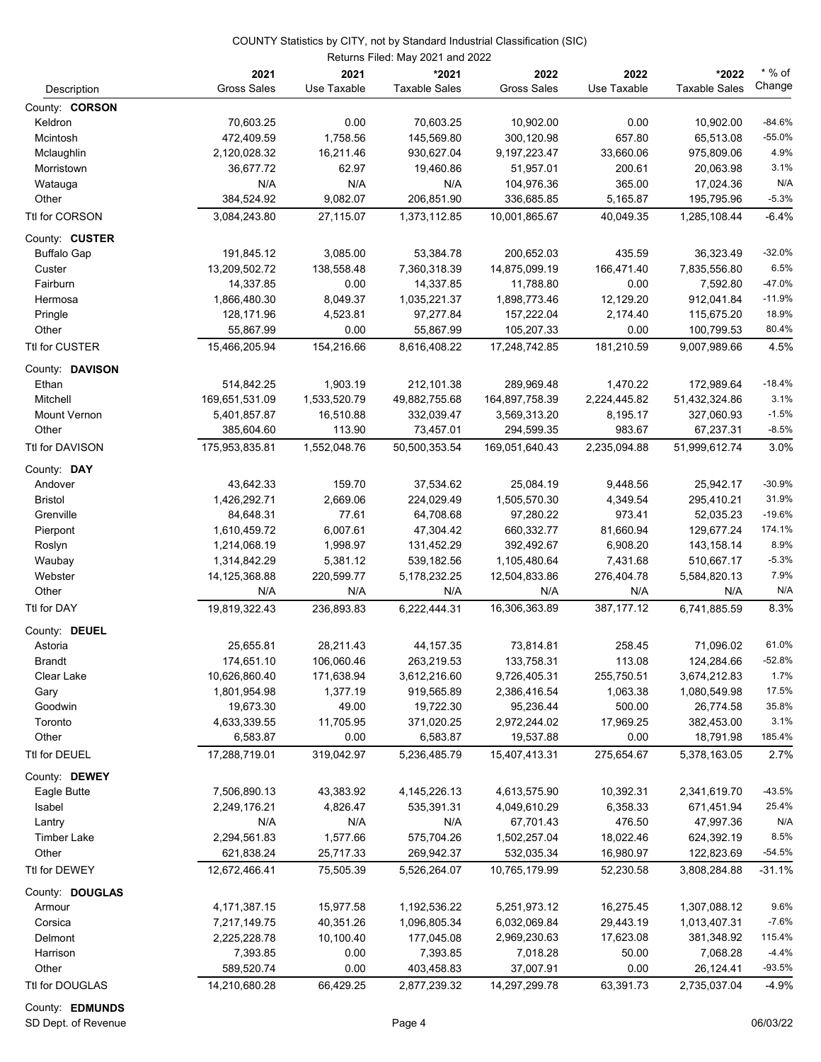COUNTY Statistics by CITY, not by Standard Industrial Classification (SIC)

Returns Filed: May 2021 and 2022

| Description | 2021 Gross Sales | 2021 Use Taxable | *2021 Taxable Sales | 2022 Gross Sales | 2022 Use Taxable | *2022 Taxable Sales | * % of Change |
|---|---|---|---|---|---|---|---|
| County: **CORSON** | | | | | | | |
| Keldron | 70,603.25 | 0.00 | 70,603.25 | 10,902.00 | 0.00 | 10,902.00 | -84.6% |
| Mcintosh | 472,409.59 | 1,758.56 | 145,569.80 | 300,120.98 | 657.80 | 65,513.08 | -55.0% |
| Mclaughlin | 2,120,028.32 | 16,211.46 | 930,627.04 | 9,197,223.47 | 33,660.06 | 975,809.06 | 4.9% |
| Morristown | 36,677.72 | 62.97 | 19,460.86 | 51,957.01 | 200.61 | 20,063.98 | 3.1% |
| Watauga | N/A | N/A | N/A | 104,976.36 | 365.00 | 17,024.36 | N/A |
| Other | 384,524.92 | 9,082.07 | 206,851.90 | 336,685.85 | 5,165.87 | 195,795.96 | -5.3% |
| Ttl for CORSON | 3,084,243.80 | 27,115.07 | 1,373,112.85 | 10,001,865.67 | 40,049.35 | 1,285,108.44 | -6.4% |
| County: **CUSTER** | | | | | | | |
| Buffalo Gap | 191,845.12 | 3,085.00 | 53,384.78 | 200,652.03 | 435.59 | 36,323.49 | -32.0% |
| Custer | 13,209,502.72 | 138,558.48 | 7,360,318.39 | 14,875,099.19 | 166,471.40 | 7,835,556.80 | 6.5% |
| Fairburn | 14,337.85 | 0.00 | 14,337.85 | 11,788.80 | 0.00 | 7,592.80 | -47.0% |
| Hermosa | 1,866,480.30 | 8,049.37 | 1,035,221.37 | 1,898,773.46 | 12,129.20 | 912,041.84 | -11.9% |
| Pringle | 128,171.96 | 4,523.81 | 97,277.84 | 157,222.04 | 2,174.40 | 115,675.20 | 18.9% |
| Other | 55,867.99 | 0.00 | 55,867.99 | 105,207.33 | 0.00 | 100,799.53 | 80.4% |
| Ttl for CUSTER | 15,466,205.94 | 154,216.66 | 8,616,408.22 | 17,248,742.85 | 181,210.59 | 9,007,989.66 | 4.5% |
| County: **DAVISON** | | | | | | | |
| Ethan | 514,842.25 | 1,903.19 | 212,101.38 | 289,969.48 | 1,470.22 | 172,989.64 | -18.4% |
| Mitchell | 169,651,531.09 | 1,533,520.79 | 49,882,755.68 | 164,897,758.39 | 2,224,445.82 | 51,432,324.86 | 3.1% |
| Mount Vernon | 5,401,857.87 | 16,510.88 | 332,039.47 | 3,569,313.20 | 8,195.17 | 327,060.93 | -1.5% |
| Other | 385,604.60 | 113.90 | 73,457.01 | 294,599.35 | 983.67 | 67,237.31 | -8.5% |
| Ttl for DAVISON | 175,953,835.81 | 1,552,048.76 | 50,500,353.54 | 169,051,640.43 | 2,235,094.88 | 51,999,612.74 | 3.0% |
| County: **DAY** | | | | | | | |
| Andover | 43,642.33 | 159.70 | 37,534.62 | 25,084.19 | 9,448.56 | 25,942.17 | -30.9% |
| Bristol | 1,426,292.71 | 2,669.06 | 224,029.49 | 1,505,570.30 | 4,349.54 | 295,410.21 | 31.9% |
| Grenville | 84,648.31 | 77.61 | 64,708.68 | 97,280.22 | 973.41 | 52,035.23 | -19.6% |
| Pierpont | 1,610,459.72 | 6,007.61 | 47,304.42 | 660,332.77 | 81,660.94 | 129,677.24 | 174.1% |
| Roslyn | 1,214,068.19 | 1,998.97 | 131,452.29 | 392,492.67 | 6,908.20 | 143,158.14 | 8.9% |
| Waubay | 1,314,842.29 | 5,381.12 | 539,182.56 | 1,105,480.64 | 7,431.68 | 510,667.17 | -5.3% |
| Webster | 14,125,368.88 | 220,599.77 | 5,178,232.25 | 12,504,833.86 | 276,404.78 | 5,584,820.13 | 7.9% |
| Other | N/A | N/A | N/A | N/A | N/A | N/A | N/A |
| Ttl for DAY | 19,819,322.43 | 236,893.83 | 6,222,444.31 | 16,306,363.89 | 387,177.12 | 6,741,885.59 | 8.3% |
| County: **DEUEL** | | | | | | | |
| Astoria | 25,655.81 | 28,211.43 | 44,157.35 | 73,814.81 | 258.45 | 71,096.02 | 61.0% |
| Brandt | 174,651.10 | 106,060.46 | 263,219.53 | 133,758.31 | 113.08 | 124,284.66 | -52.8% |
| Clear Lake | 10,626,860.40 | 171,638.94 | 3,612,216.60 | 9,726,405.31 | 255,750.51 | 3,674,212.83 | 1.7% |
| Gary | 1,801,954.98 | 1,377.19 | 919,565.89 | 2,386,416.54 | 1,063.38 | 1,080,549.98 | 17.5% |
| Goodwin | 19,673.30 | 49.00 | 19,722.30 | 95,236.44 | 500.00 | 26,774.58 | 35.8% |
| Toronto | 4,633,339.55 | 11,705.95 | 371,020.25 | 2,972,244.02 | 17,969.25 | 382,453.00 | 3.1% |
| Other | 6,583.87 | 0.00 | 6,583.87 | 19,537.88 | 0.00 | 18,791.98 | 185.4% |
| Ttl for DEUEL | 17,288,719.01 | 319,042.97 | 5,236,485.79 | 15,407,413.31 | 275,654.67 | 5,378,163.05 | 2.7% |
| County: **DEWEY** | | | | | | | |
| Eagle Butte | 7,506,890.13 | 43,383.92 | 4,145,226.13 | 4,613,575.90 | 10,392.31 | 2,341,619.70 | -43.5% |
| Isabel | 2,249,176.21 | 4,826.47 | 535,391.31 | 4,049,610.29 | 6,358.33 | 671,451.94 | 25.4% |
| Lantry | N/A | N/A | N/A | 67,701.43 | 476.50 | 47,997.36 | N/A |
| Timber Lake | 2,294,561.83 | 1,577.66 | 575,704.26 | 1,502,257.04 | 18,022.46 | 624,392.19 | 8.5% |
| Other | 621,838.24 | 25,717.33 | 269,942.37 | 532,035.34 | 16,980.97 | 122,823.69 | -54.5% |
| Ttl for DEWEY | 12,672,466.41 | 75,505.39 | 5,526,264.07 | 10,765,179.99 | 52,230.58 | 3,808,284.88 | -31.1% |
| County: **DOUGLAS** | | | | | | | |
| Armour | 4,171,387.15 | 15,977.58 | 1,192,536.22 | 5,251,973.12 | 16,275.45 | 1,307,088.12 | 9.6% |
| Corsica | 7,217,149.75 | 40,351.26 | 1,096,805.34 | 6,032,069.84 | 29,443.19 | 1,013,407.31 | -7.6% |
| Delmont | 2,225,228.78 | 10,100.40 | 177,045.08 | 2,969,230.63 | 17,623.08 | 381,348.92 | 115.4% |
| Harrison | 7,393.85 | 0.00 | 7,393.85 | 7,018.28 | 50.00 | 7,068.28 | -4.4% |
| Other | 589,520.74 | 0.00 | 403,458.83 | 37,007.91 | 0.00 | 26,124.41 | -93.5% |
| Ttl for DOUGLAS | 14,210,680.28 | 66,429.25 | 2,877,239.32 | 14,297,299.78 | 63,391.73 | 2,735,037.04 | -4.9% |
| County: **EDMUNDS** | | | | | | | |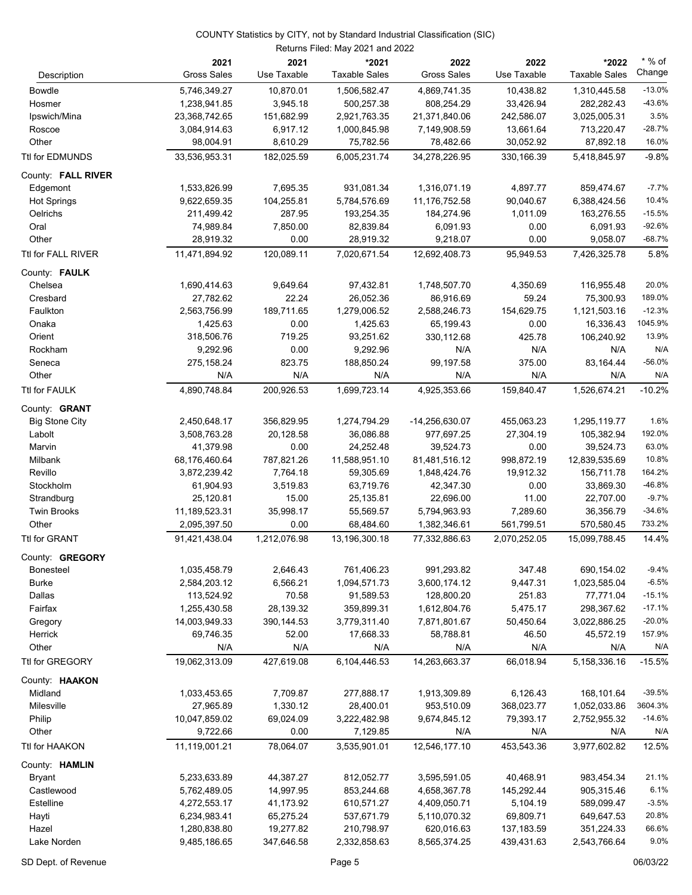COUNTY Statistics by CITY, not by Standard Industrial Classification (SIC)

Returns Filed: May 2021 and 2022

| Description | 2021 Gross Sales | 2021 Use Taxable | *2021 Taxable Sales | 2022 Gross Sales | 2022 Use Taxable | *2022 Taxable Sales | * % of Change |
|---|---|---|---|---|---|---|---|
| Bowdle | 5,746,349.27 | 10,870.01 | 1,506,582.47 | 4,869,741.35 | 10,438.82 | 1,310,445.58 | -13.0% |
| Hosmer | 1,238,941.85 | 3,945.18 | 500,257.38 | 808,254.29 | 33,426.94 | 282,282.43 | -43.6% |
| Ipswich/Mina | 23,368,742.65 | 151,682.99 | 2,921,763.35 | 21,371,840.06 | 242,586.07 | 3,025,005.31 | 3.5% |
| Roscoe | 3,084,914.63 | 6,917.12 | 1,000,845.98 | 7,149,908.59 | 13,661.64 | 713,220.47 | -28.7% |
| Other | 98,004.91 | 8,610.29 | 75,782.56 | 78,482.66 | 30,052.92 | 87,892.18 | 16.0% |
| Ttl for EDMUNDS | 33,536,953.31 | 182,025.59 | 6,005,231.74 | 34,278,226.95 | 330,166.39 | 5,418,845.97 | -9.8% |
| County: **FALL RIVER** | | | | | | | |
| Edgemont | 1,533,826.99 | 7,695.35 | 931,081.34 | 1,316,071.19 | 4,897.77 | 859,474.67 | -7.7% |
| Hot Springs | 9,622,659.35 | 104,255.81 | 5,784,576.69 | 11,176,752.58 | 90,040.67 | 6,388,424.56 | 10.4% |
| Oelrichs | 211,499.42 | 287.95 | 193,254.35 | 184,274.96 | 1,011.09 | 163,276.55 | -15.5% |
| Oral | 74,989.84 | 7,850.00 | 82,839.84 | 6,091.93 | 0.00 | 6,091.93 | -92.6% |
| Other | 28,919.32 | 0.00 | 28,919.32 | 9,218.07 | 0.00 | 9,058.07 | -68.7% |
| Ttl for FALL RIVER | 11,471,894.92 | 120,089.11 | 7,020,671.54 | 12,692,408.73 | 95,949.53 | 7,426,325.78 | 5.8% |
| County: **FAULK** | | | | | | | |
| Chelsea | 1,690,414.63 | 9,649.64 | 97,432.81 | 1,748,507.70 | 4,350.69 | 116,955.48 | 20.0% |
| Cresbard | 27,782.62 | 22.24 | 26,052.36 | 86,916.69 | 59.24 | 75,300.93 | 189.0% |
| Faulkton | 2,563,756.99 | 189,711.65 | 1,279,006.52 | 2,588,246.73 | 154,629.75 | 1,121,503.16 | -12.3% |
| Onaka | 1,425.63 | 0.00 | 1,425.63 | 65,199.43 | 0.00 | 16,336.43 | 1045.9% |
| Orient | 318,506.76 | 719.25 | 93,251.62 | 330,112.68 | 425.78 | 106,240.92 | 13.9% |
| Rockham | 9,292.96 | 0.00 | 9,292.96 | N/A | N/A | N/A | N/A |
| Seneca | 275,158.24 | 823.75 | 188,850.24 | 99,197.58 | 375.00 | 83,164.44 | -56.0% |
| Other | N/A | N/A | N/A | N/A | N/A | N/A | N/A |
| Ttl for FAULK | 4,890,748.84 | 200,926.53 | 1,699,723.14 | 4,925,353.66 | 159,840.47 | 1,526,674.21 | -10.2% |
| County: **GRANT** | | | | | | | |
| Big Stone City | 2,450,648.17 | 356,829.95 | 1,274,794.29 | -14,256,630.07 | 455,063.23 | 1,295,119.77 | 1.6% |
| Labolt | 3,508,763.28 | 20,128.58 | 36,086.88 | 977,697.25 | 27,304.19 | 105,382.94 | 192.0% |
| Marvin | 41,379.98 | 0.00 | 24,252.48 | 39,524.73 | 0.00 | 39,524.73 | 63.0% |
| Milbank | 68,176,460.64 | 787,821.26 | 11,588,951.10 | 81,481,516.12 | 998,872.19 | 12,839,535.69 | 10.8% |
| Revillo | 3,872,239.42 | 7,764.18 | 59,305.69 | 1,848,424.76 | 19,912.32 | 156,711.78 | 164.2% |
| Stockholm | 61,904.93 | 3,519.83 | 63,719.76 | 42,347.30 | 0.00 | 33,869.30 | -46.8% |
| Strandburg | 25,120.81 | 15.00 | 25,135.81 | 22,696.00 | 11.00 | 22,707.00 | -9.7% |
| Twin Brooks | 11,189,523.31 | 35,998.17 | 55,569.57 | 5,794,963.93 | 7,289.60 | 36,356.79 | -34.6% |
| Other | 2,095,397.50 | 0.00 | 68,484.60 | 1,382,346.61 | 561,799.51 | 570,580.45 | 733.2% |
| Ttl for GRANT | 91,421,438.04 | 1,212,076.98 | 13,196,300.18 | 77,332,886.63 | 2,070,252.05 | 15,099,788.45 | 14.4% |
| County: **GREGORY** | | | | | | | |
| Bonesteel | 1,035,458.79 | 2,646.43 | 761,406.23 | 991,293.82 | 347.48 | 690,154.02 | -9.4% |
| Burke | 2,584,203.12 | 6,566.21 | 1,094,571.73 | 3,600,174.12 | 9,447.31 | 1,023,585.04 | -6.5% |
| Dallas | 113,524.92 | 70.58 | 91,589.53 | 128,800.20 | 251.83 | 77,771.04 | -15.1% |
| Fairfax | 1,255,430.58 | 28,139.32 | 359,899.31 | 1,612,804.76 | 5,475.17 | 298,367.62 | -17.1% |
| Gregory | 14,003,949.33 | 390,144.53 | 3,779,311.40 | 7,871,801.67 | 50,450.64 | 3,022,886.25 | -20.0% |
| Herrick | 69,746.35 | 52.00 | 17,668.33 | 58,788.81 | 46.50 | 45,572.19 | 157.9% |
| Other | N/A | N/A | N/A | N/A | N/A | N/A | N/A |
| Ttl for GREGORY | 19,062,313.09 | 427,619.08 | 6,104,446.53 | 14,263,663.37 | 66,018.94 | 5,158,336.16 | -15.5% |
| County: **HAAKON** | | | | | | | |
| Midland | 1,033,453.65 | 7,709.87 | 277,888.17 | 1,913,309.89 | 6,126.43 | 168,101.64 | -39.5% |
| Milesville | 27,965.89 | 1,330.12 | 28,400.01 | 953,510.09 | 368,023.77 | 1,052,033.86 | 3604.3% |
| Philip | 10,047,859.02 | 69,024.09 | 3,222,482.98 | 9,674,845.12 | 79,393.17 | 2,752,955.32 | -14.6% |
| Other | 9,722.66 | 0.00 | 7,129.85 | N/A | N/A | N/A | N/A |
| Ttl for HAAKON | 11,119,001.21 | 78,064.07 | 3,535,901.01 | 12,546,177.10 | 453,543.36 | 3,977,602.82 | 12.5% |
| County: **HAMLIN** | | | | | | | |
| Bryant | 5,233,633.89 | 44,387.27 | 812,052.77 | 3,595,591.05 | 40,468.91 | 983,454.34 | 21.1% |
| Castlewood | 5,762,489.05 | 14,997.95 | 853,244.68 | 4,658,367.78 | 145,292.44 | 905,315.46 | 6.1% |
| Estelline | 4,272,553.17 | 41,173.92 | 610,571.27 | 4,409,050.71 | 5,104.19 | 589,099.47 | -3.5% |
| Hayti | 6,234,983.41 | 65,275.24 | 537,671.79 | 5,110,070.32 | 69,809.71 | 649,647.53 | 20.8% |
| Hazel | 1,280,838.80 | 19,277.82 | 210,798.97 | 620,016.63 | 137,183.59 | 351,224.33 | 66.6% |
| Lake Norden | 9,485,186.65 | 347,646.58 | 2,332,858.63 | 8,565,374.25 | 439,431.63 | 2,543,766.64 | 9.0% |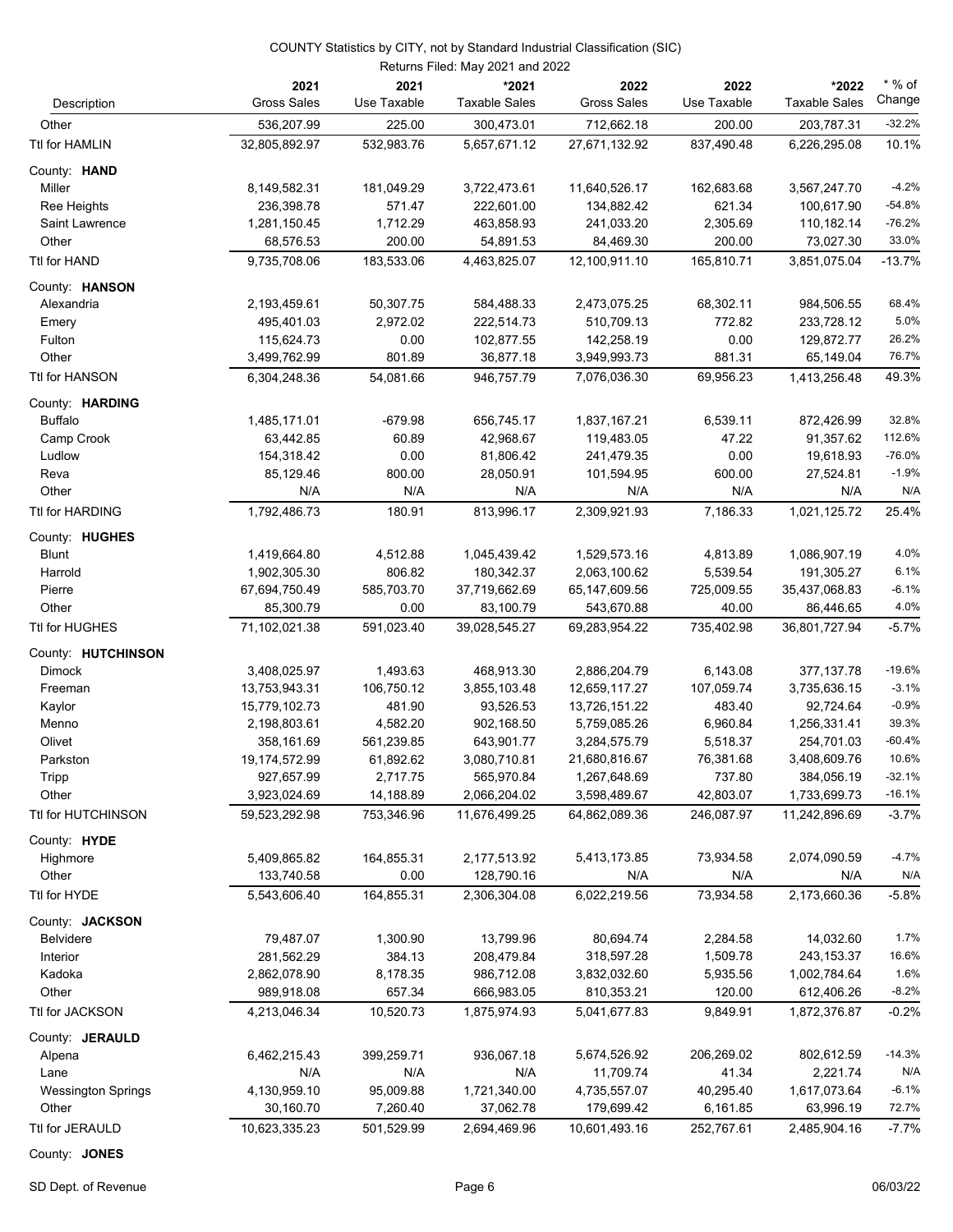COUNTY Statistics by CITY, not by Standard Industrial Classification (SIC)

Returns Filed: May 2021 and 2022

| Description | 2021 Gross Sales | 2021 Use Taxable | *2021 Taxable Sales | 2022 Gross Sales | 2022 Use Taxable | *2022 Taxable Sales | * % of Change |
|---|---|---|---|---|---|---|---|
| Other | 536,207.99 | 225.00 | 300,473.01 | 712,662.18 | 200.00 | 203,787.31 | -32.2% |
| Ttl for HAMLIN | 32,805,892.97 | 532,983.76 | 5,657,671.12 | 27,671,132.92 | 837,490.48 | 6,226,295.08 | 10.1% |
| County: **HAND** | | | | | | | |
| Miller | 8,149,582.31 | 181,049.29 | 3,722,473.61 | 11,640,526.17 | 162,683.68 | 3,567,247.70 | -4.2% |
| Ree Heights | 236,398.78 | 571.47 | 222,601.00 | 134,882.42 | 621.34 | 100,617.90 | -54.8% |
| Saint Lawrence | 1,281,150.45 | 1,712.29 | 463,858.93 | 241,033.20 | 2,305.69 | 110,182.14 | -76.2% |
| Other | 68,576.53 | 200.00 | 54,891.53 | 84,469.30 | 200.00 | 73,027.30 | 33.0% |
| Ttl for HAND | 9,735,708.06 | 183,533.06 | 4,463,825.07 | 12,100,911.10 | 165,810.71 | 3,851,075.04 | -13.7% |
| County: **HANSON** | | | | | | | |
| Alexandria | 2,193,459.61 | 50,307.75 | 584,488.33 | 2,473,075.25 | 68,302.11 | 984,506.55 | 68.4% |
| Emery | 495,401.03 | 2,972.02 | 222,514.73 | 510,709.13 | 772.82 | 233,728.12 | 5.0% |
| Fulton | 115,624.73 | 0.00 | 102,877.55 | 142,258.19 | 0.00 | 129,872.77 | 26.2% |
| Other | 3,499,762.99 | 801.89 | 36,877.18 | 3,949,993.73 | 881.31 | 65,149.04 | 76.7% |
| Ttl for HANSON | 6,304,248.36 | 54,081.66 | 946,757.79 | 7,076,036.30 | 69,956.23 | 1,413,256.48 | 49.3% |
| County: **HARDING** | | | | | | | |
| Buffalo | 1,485,171.01 | -679.98 | 656,745.17 | 1,837,167.21 | 6,539.11 | 872,426.99 | 32.8% |
| Camp Crook | 63,442.85 | 60.89 | 42,968.67 | 119,483.05 | 47.22 | 91,357.62 | 112.6% |
| Ludlow | 154,318.42 | 0.00 | 81,806.42 | 241,479.35 | 0.00 | 19,618.93 | -76.0% |
| Reva | 85,129.46 | 800.00 | 28,050.91 | 101,594.95 | 600.00 | 27,524.81 | -1.9% |
| Other | N/A | N/A | N/A | N/A | N/A | N/A | N/A |
| Ttl for HARDING | 1,792,486.73 | 180.91 | 813,996.17 | 2,309,921.93 | 7,186.33 | 1,021,125.72 | 25.4% |
| County: **HUGHES** | | | | | | | |
| Blunt | 1,419,664.80 | 4,512.88 | 1,045,439.42 | 1,529,573.16 | 4,813.89 | 1,086,907.19 | 4.0% |
| Harrold | 1,902,305.30 | 806.82 | 180,342.37 | 2,063,100.62 | 5,539.54 | 191,305.27 | 6.1% |
| Pierre | 67,694,750.49 | 585,703.70 | 37,719,662.69 | 65,147,609.56 | 725,009.55 | 35,437,068.83 | -6.1% |
| Other | 85,300.79 | 0.00 | 83,100.79 | 543,670.88 | 40.00 | 86,446.65 | 4.0% |
| Ttl for HUGHES | 71,102,021.38 | 591,023.40 | 39,028,545.27 | 69,283,954.22 | 735,402.98 | 36,801,727.94 | -5.7% |
| County: **HUTCHINSON** | | | | | | | |
| Dimock | 3,408,025.97 | 1,493.63 | 468,913.30 | 2,886,204.79 | 6,143.08 | 377,137.78 | -19.6% |
| Freeman | 13,753,943.31 | 106,750.12 | 3,855,103.48 | 12,659,117.27 | 107,059.74 | 3,735,636.15 | -3.1% |
| Kaylor | 15,779,102.73 | 481.90 | 93,526.53 | 13,726,151.22 | 483.40 | 92,724.64 | -0.9% |
| Menno | 2,198,803.61 | 4,582.20 | 902,168.50 | 5,759,085.26 | 6,960.84 | 1,256,331.41 | 39.3% |
| Olivet | 358,161.69 | 561,239.85 | 643,901.77 | 3,284,575.79 | 5,518.37 | 254,701.03 | -60.4% |
| Parkston | 19,174,572.99 | 61,892.62 | 3,080,710.81 | 21,680,816.67 | 76,381.68 | 3,408,609.76 | 10.6% |
| Tripp | 927,657.99 | 2,717.75 | 565,970.84 | 1,267,648.69 | 737.80 | 384,056.19 | -32.1% |
| Other | 3,923,024.69 | 14,188.89 | 2,066,204.02 | 3,598,489.67 | 42,803.07 | 1,733,699.73 | -16.1% |
| Ttl for HUTCHINSON | 59,523,292.98 | 753,346.96 | 11,676,499.25 | 64,862,089.36 | 246,087.97 | 11,242,896.69 | -3.7% |
| County: **HYDE** | | | | | | | |
| Highmore | 5,409,865.82 | 164,855.31 | 2,177,513.92 | 5,413,173.85 | 73,934.58 | 2,074,090.59 | -4.7% |
| Other | 133,740.58 | 0.00 | 128,790.16 | N/A | N/A | N/A | N/A |
| Ttl for HYDE | 5,543,606.40 | 164,855.31 | 2,306,304.08 | 6,022,219.56 | 73,934.58 | 2,173,660.36 | -5.8% |
| County: **JACKSON** | | | | | | | |
| Belvidere | 79,487.07 | 1,300.90 | 13,799.96 | 80,694.74 | 2,284.58 | 14,032.60 | 1.7% |
| Interior | 281,562.29 | 384.13 | 208,479.84 | 318,597.28 | 1,509.78 | 243,153.37 | 16.6% |
| Kadoka | 2,862,078.90 | 8,178.35 | 986,712.08 | 3,832,032.60 | 5,935.56 | 1,002,784.64 | 1.6% |
| Other | 989,918.08 | 657.34 | 666,983.05 | 810,353.21 | 120.00 | 612,406.26 | -8.2% |
| Ttl for JACKSON | 4,213,046.34 | 10,520.73 | 1,875,974.93 | 5,041,677.83 | 9,849.91 | 1,872,376.87 | -0.2% |
| County: **JERAULD** | | | | | | | |
| Alpena | 6,462,215.43 | 399,259.71 | 936,067.18 | 5,674,526.92 | 206,269.02 | 802,612.59 | -14.3% |
| Lane | N/A | N/A | N/A | 11,709.74 | 41.34 | 2,221.74 | N/A |
| Wessington Springs | 4,130,959.10 | 95,009.88 | 1,721,340.00 | 4,735,557.07 | 40,295.40 | 1,617,073.64 | -6.1% |
| Other | 30,160.70 | 7,260.40 | 37,062.78 | 179,699.42 | 6,161.85 | 63,996.19 | 72.7% |
| Ttl for JERAULD | 10,623,335.23 | 501,529.99 | 2,694,469.96 | 10,601,493.16 | 252,767.61 | 2,485,904.16 | -7.7% |
| County: **JONES** | | | | | | | |

SD Dept. of Revenue 06/03/22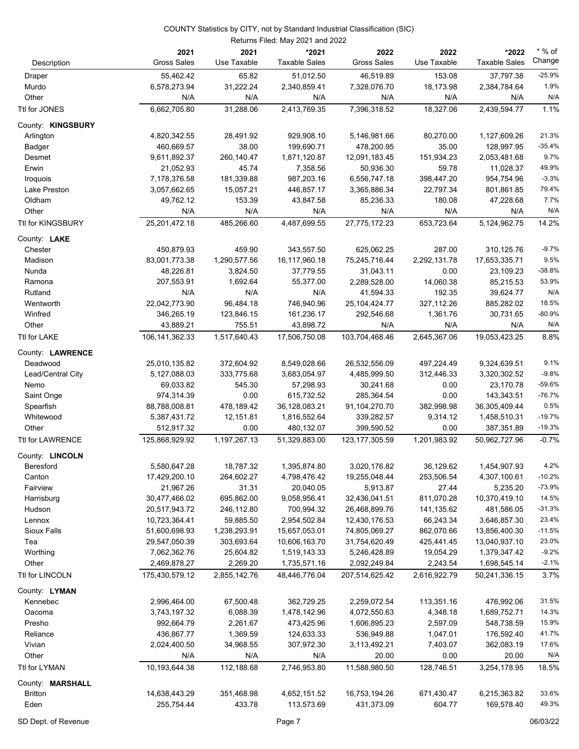COUNTY Statistics by CITY, not by Standard Industrial Classification (SIC)

Returns Filed: May 2021 and 2022

| Description | 2021 Gross Sales | 2021 Use Taxable | *2021 Taxable Sales | 2022 Gross Sales | 2022 Use Taxable | *2022 Taxable Sales | * % of Change |
|---|---|---|---|---|---|---|---|
| Draper | 55,462.42 | 65.82 | 51,012.50 | 46,519.89 | 153.08 | 37,797.38 | -25.9% |
| Murdo | 6,578,273.94 | 31,222.24 | 2,340,859.41 | 7,328,076.70 | 18,173.98 | 2,384,784.64 | 1.9% |
| Other | N/A | N/A | N/A | N/A | N/A | N/A | N/A |
| Ttl for JONES | 6,662,705.80 | 31,288.06 | 2,413,769.35 | 7,396,318.52 | 18,327.06 | 2,439,594.77 | 1.1% |
| County: **KINGSBURY** | | | | | | | |
| Arlington | 4,820,342.55 | 28,491.92 | 929,908.10 | 5,146,981.66 | 80,270.00 | 1,127,609.26 | 21.3% |
| Badger | 460,669.57 | 38.00 | 199,690.71 | 478,200.95 | 35.00 | 128,997.95 | -35.4% |
| Desmet | 9,611,892.37 | 260,140.47 | 1,871,120.87 | 12,091,183.45 | 151,934.23 | 2,053,481.68 | 9.7% |
| Erwin | 21,052.93 | 45.74 | 7,358.56 | 50,936.30 | 59.78 | 11,028.37 | 49.9% |
| Iroquois | 7,178,376.58 | 181,339.88 | 987,203.16 | 6,556,747.18 | 398,447.20 | 954,754.96 | -3.3% |
| Lake Preston | 3,057,662.65 | 15,057.21 | 446,857.17 | 3,365,886.34 | 22,797.34 | 801,861.85 | 79.4% |
| Oldham | 49,762.12 | 153.39 | 43,847.58 | 85,236.33 | 180.08 | 47,228.68 | 7.7% |
| Other | N/A | N/A | N/A | N/A | N/A | N/A | N/A |
| Ttl for KINGSBURY | 25,201,472.18 | 485,266.60 | 4,487,699.55 | 27,775,172.23 | 653,723.64 | 5,124,962.75 | 14.2% |
| County: **LAKE** | | | | | | | |
| Chester | 450,879.93 | 459.90 | 343,557.50 | 625,062.25 | 287.00 | 310,125.76 | -9.7% |
| Madison | 83,001,773.38 | 1,290,577.56 | 16,117,960.18 | 75,245,716.44 | 2,292,131.78 | 17,653,335.71 | 9.5% |
| Nunda | 48,226.81 | 3,824.50 | 37,779.55 | 31,043.11 | 0.00 | 23,109.23 | -38.8% |
| Ramona | 207,553.91 | 1,692.64 | 55,377.00 | 2,289,528.00 | 14,060.38 | 85,215.53 | 53.9% |
| Rutland | N/A | N/A | N/A | 41,594.33 | 192.35 | 39,624.77 | N/A |
| Wentworth | 22,042,773.90 | 96,484.18 | 746,940.96 | 25,104,424.77 | 327,112.26 | 885,282.02 | 18.5% |
| Winfred | 346,265.19 | 123,846.15 | 161,236.17 | 292,546.68 | 1,361.76 | 30,731.65 | -80.9% |
| Other | 43,889.21 | 755.51 | 43,898.72 | N/A | N/A | N/A | N/A |
| Ttl for LAKE | 106,141,362.33 | 1,517,640.43 | 17,506,750.08 | 103,704,468.46 | 2,645,367.06 | 19,053,423.25 | 8.8% |
| County: **LAWRENCE** | | | | | | | |
| Deadwood | 25,010,135.82 | 372,604.92 | 8,549,028.66 | 26,532,556.09 | 497,224.49 | 9,324,639.51 | 9.1% |
| Lead/Central City | 5,127,088.03 | 333,775.68 | 3,683,054.97 | 4,485,999.50 | 312,446.33 | 3,320,302.52 | -9.8% |
| Nemo | 69,033.82 | 545.30 | 57,298.93 | 30,241.68 | 0.00 | 23,170.78 | -59.6% |
| Saint Onge | 974,314.39 | 0.00 | 615,732.52 | 285,364.54 | 0.00 | 143,343.51 | -76.7% |
| Spearfish | 88,788,008.81 | 478,189.42 | 36,128,083.21 | 91,104,270.70 | 382,998.98 | 36,305,409.44 | 0.5% |
| Whitewood | 5,387,431.72 | 12,151.81 | 1,816,552.64 | 339,282.57 | 9,314.12 | 1,458,510.31 | -19.7% |
| Other | 512,917.32 | 0.00 | 480,132.07 | 399,590.52 | 0.00 | 387,351.89 | -19.3% |
| Ttl for LAWRENCE | 125,868,929.92 | 1,197,267.13 | 51,329,883.00 | 123,177,305.59 | 1,201,983.92 | 50,962,727.96 | -0.7% |
| County: **LINCOLN** | | | | | | | |
| Beresford | 5,580,647.28 | 18,787.32 | 1,395,874.80 | 3,020,176.82 | 36,129.62 | 1,454,907.93 | 4.2% |
| Canton | 17,429,200.10 | 264,602.27 | 4,798,476.42 | 19,255,048.44 | 253,506.54 | 4,307,100.61 | -10.2% |
| Fairview | 21,967.26 | 31.31 | 20,040.05 | 5,913.87 | 27.44 | 5,235.20 | -73.9% |
| Harrisburg | 30,477,466.02 | 695,862.00 | 9,058,956.41 | 32,436,041.51 | 811,070.28 | 10,370,419.10 | 14.5% |
| Hudson | 20,517,943.72 | 246,112.80 | 700,994.32 | 26,468,899.76 | 141,135.62 | 481,586.05 | -31.3% |
| Lennox | 10,723,364.41 | 59,885.50 | 2,954,502.84 | 12,430,176.53 | 66,243.34 | 3,646,857.30 | 23.4% |
| Sioux Falls | 51,600,698.93 | 1,238,293.91 | 15,657,053.01 | 74,805,069.27 | 862,070.66 | 13,856,400.30 | -11.5% |
| Tea | 29,547,050.39 | 303,693.64 | 10,606,163.70 | 31,754,620.49 | 425,441.45 | 13,040,937.10 | 23.0% |
| Worthing | 7,062,362.76 | 25,604.82 | 1,519,143.33 | 5,246,428.89 | 19,054.29 | 1,379,347.42 | -9.2% |
| Other | 2,469,878.27 | 2,269.20 | 1,735,571.16 | 2,092,249.84 | 2,243.54 | 1,698,545.14 | -2.1% |
| Ttl for LINCOLN | 175,430,579.12 | 2,855,142.76 | 48,446,776.04 | 207,514,625.42 | 2,616,922.79 | 50,241,336.15 | 3.7% |
| County: **LYMAN** | | | | | | | |
| Kennebec | 2,996,464.00 | 67,500.48 | 362,729.25 | 2,259,072.54 | 113,351.16 | 476,992.06 | 31.5% |
| Oacoma | 3,743,197.32 | 6,088.39 | 1,478,142.96 | 4,072,550.63 | 4,348.18 | 1,689,752.71 | 14.3% |
| Presho | 992,664.79 | 2,261.67 | 473,425.96 | 1,606,895.23 | 2,597.09 | 548,738.59 | 15.9% |
| Reliance | 436,867.77 | 1,369.59 | 124,633.33 | 536,949.88 | 1,047.01 | 176,592.40 | 41.7% |
| Vivian | 2,024,400.50 | 34,968.55 | 307,972.30 | 3,113,492.21 | 7,403.07 | 362,083.19 | 17.6% |
| Other | N/A | N/A | N/A | 20.00 | 0.00 | 20.00 | N/A |
| Ttl for LYMAN | 10,193,644.38 | 112,188.68 | 2,746,953.80 | 11,588,980.50 | 128,746.51 | 3,254,178.95 | 18.5% |
| County: **MARSHALL** | | | | | | | |
| Britton | 14,638,443.29 | 351,468.98 | 4,652,151.52 | 16,753,194.26 | 671,430.47 | 6,215,363.82 | 33.6% |
| Eden | 255,754.44 | 433.78 | 113,573.69 | 431,373.09 | 604.77 | 169,578.40 | 49.3% |

SD Dept. of Revenue — 06/03/22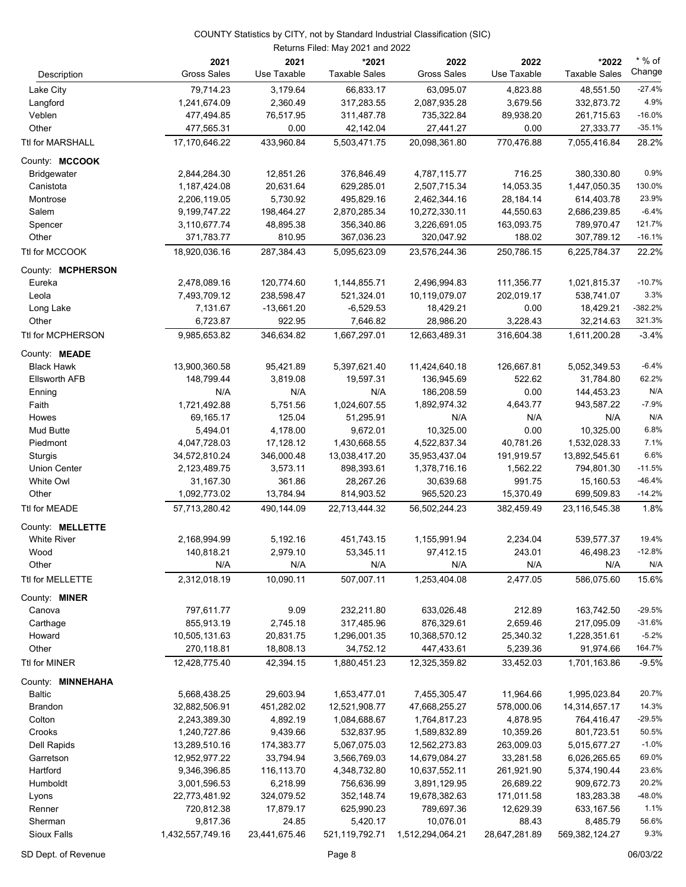COUNTY Statistics by CITY, not by Standard Industrial Classification (SIC)

Returns Filed: May 2021 and 2022

| Description | 2021 Gross Sales | 2021 Use Taxable | *2021 Taxable Sales | 2022 Gross Sales | 2022 Use Taxable | *2022 Taxable Sales | * % of Change |
|---|---|---|---|---|---|---|---|
| Lake City | 79,714.23 | 3,179.64 | 66,833.17 | 63,095.07 | 4,823.88 | 48,551.50 | -27.4% |
| Langford | 1,241,674.09 | 2,360.49 | 317,283.55 | 2,087,935.28 | 3,679.56 | 332,873.72 | 4.9% |
| Veblen | 477,494.85 | 76,517.95 | 311,487.78 | 735,322.84 | 89,938.20 | 261,715.63 | -16.0% |
| Other | 477,565.31 | 0.00 | 42,142.04 | 27,441.27 | 0.00 | 27,333.77 | -35.1% |
| Ttl for MARSHALL | 17,170,646.22 | 433,960.84 | 5,503,471.75 | 20,098,361.80 | 770,476.88 | 7,055,416.84 | 28.2% |
| County: **MCCOOK** | | | | | | | |
| Bridgewater | 2,844,284.30 | 12,851.26 | 376,846.49 | 4,787,115.77 | 716.25 | 380,330.80 | 0.9% |
| Canistota | 1,187,424.08 | 20,631.64 | 629,285.01 | 2,507,715.34 | 14,053.35 | 1,447,050.35 | 130.0% |
| Montrose | 2,206,119.05 | 5,730.92 | 495,829.16 | 2,462,344.16 | 28,184.14 | 614,403.78 | 23.9% |
| Salem | 9,199,747.22 | 198,464.27 | 2,870,285.34 | 10,272,330.11 | 44,550.63 | 2,686,239.85 | -6.4% |
| Spencer | 3,110,677.74 | 48,895.38 | 356,340.86 | 3,226,691.05 | 163,093.75 | 789,970.47 | 121.7% |
| Other | 371,783.77 | 810.95 | 367,036.23 | 320,047.92 | 188.02 | 307,789.12 | -16.1% |
| Ttl for MCCOOK | 18,920,036.16 | 287,384.43 | 5,095,623.09 | 23,576,244.36 | 250,786.15 | 6,225,784.37 | 22.2% |
| County: **MCPHERSON** | | | | | | | |
| Eureka | 2,478,089.16 | 120,774.60 | 1,144,855.71 | 2,496,994.83 | 111,356.77 | 1,021,815.37 | -10.7% |
| Leola | 7,493,709.12 | 238,598.47 | 521,324.01 | 10,119,079.07 | 202,019.17 | 538,741.07 | 3.3% |
| Long Lake | 7,131.67 | -13,661.20 | -6,529.53 | 18,429.21 | 0.00 | 18,429.21 | -382.2% |
| Other | 6,723.87 | 922.95 | 7,646.82 | 28,986.20 | 3,228.43 | 32,214.63 | 321.3% |
| Ttl for MCPHERSON | 9,985,653.82 | 346,634.82 | 1,667,297.01 | 12,663,489.31 | 316,604.38 | 1,611,200.28 | -3.4% |
| County: **MEADE** | | | | | | | |
| Black Hawk | 13,900,360.58 | 95,421.89 | 5,397,621.40 | 11,424,640.18 | 126,667.81 | 5,052,349.53 | -6.4% |
| Ellsworth AFB | 148,799.44 | 3,819.08 | 19,597.31 | 136,945.69 | 522.62 | 31,784.80 | 62.2% |
| Enning | N/A | N/A | N/A | 186,208.59 | 0.00 | 144,453.23 | N/A |
| Faith | 1,721,492.88 | 5,751.56 | 1,024,607.55 | 1,892,974.32 | 4,643.77 | 943,587.22 | -7.9% |
| Howes | 69,165.17 | 125.04 | 51,295.91 | N/A | N/A | N/A | N/A |
| Mud Butte | 5,494.01 | 4,178.00 | 9,672.01 | 10,325.00 | 0.00 | 10,325.00 | 6.8% |
| Piedmont | 4,047,728.03 | 17,128.12 | 1,430,668.55 | 4,522,837.34 | 40,781.26 | 1,532,028.33 | 7.1% |
| Sturgis | 34,572,810.24 | 346,000.48 | 13,038,417.20 | 35,953,437.04 | 191,919.57 | 13,892,545.61 | 6.6% |
| Union Center | 2,123,489.75 | 3,573.11 | 898,393.61 | 1,378,716.16 | 1,562.22 | 794,801.30 | -11.5% |
| White Owl | 31,167.30 | 361.86 | 28,267.26 | 30,639.68 | 991.75 | 15,160.53 | -46.4% |
| Other | 1,092,773.02 | 13,784.94 | 814,903.52 | 965,520.23 | 15,370.49 | 699,509.83 | -14.2% |
| Ttl for MEADE | 57,713,280.42 | 490,144.09 | 22,713,444.32 | 56,502,244.23 | 382,459.49 | 23,116,545.38 | 1.8% |
| County: **MELLETTE** | | | | | | | |
| White River | 2,168,994.99 | 5,192.16 | 451,743.15 | 1,155,991.94 | 2,234.04 | 539,577.37 | 19.4% |
| Wood | 140,818.21 | 2,979.10 | 53,345.11 | 97,412.15 | 243.01 | 46,498.23 | -12.8% |
| Other | N/A | N/A | N/A | N/A | N/A | N/A | N/A |
| Ttl for MELLETTE | 2,312,018.19 | 10,090.11 | 507,007.11 | 1,253,404.08 | 2,477.05 | 586,075.60 | 15.6% |
| County: **MINER** | | | | | | | |
| Canova | 797,611.77 | 9.09 | 232,211.80 | 633,026.48 | 212.89 | 163,742.50 | -29.5% |
| Carthage | 855,913.19 | 2,745.18 | 317,485.96 | 876,329.61 | 2,659.46 | 217,095.09 | -31.6% |
| Howard | 10,505,131.63 | 20,831.75 | 1,296,001.35 | 10,368,570.12 | 25,340.32 | 1,228,351.61 | -5.2% |
| Other | 270,118.81 | 18,808.13 | 34,752.12 | 447,433.61 | 5,239.36 | 91,974.66 | 164.7% |
| Ttl for MINER | 12,428,775.40 | 42,394.15 | 1,880,451.23 | 12,325,359.82 | 33,452.03 | 1,701,163.86 | -9.5% |
| County: **MINNEHAHA** | | | | | | | |
| Baltic | 5,668,438.25 | 29,603.94 | 1,653,477.01 | 7,455,305.47 | 11,964.66 | 1,995,023.84 | 20.7% |
| Brandon | 32,882,506.91 | 451,282.02 | 12,521,908.77 | 47,668,255.27 | 578,000.06 | 14,314,657.17 | 14.3% |
| Colton | 2,243,389.30 | 4,892.19 | 1,084,688.67 | 1,764,817.23 | 4,878.95 | 764,416.47 | -29.5% |
| Crooks | 1,240,727.86 | 9,439.66 | 532,837.95 | 1,589,832.89 | 10,359.26 | 801,723.51 | 50.5% |
| Dell Rapids | 13,289,510.16 | 174,383.77 | 5,067,075.03 | 12,562,273.83 | 263,009.03 | 5,015,677.27 | -1.0% |
| Garretson | 12,952,977.22 | 33,794.94 | 3,566,769.03 | 14,679,084.27 | 33,281.58 | 6,026,265.65 | 69.0% |
| Hartford | 9,346,396.85 | 116,113.70 | 4,348,732.80 | 10,637,552.11 | 261,921.90 | 5,374,190.44 | 23.6% |
| Humboldt | 3,001,596.53 | 6,218.99 | 756,636.99 | 3,891,129.95 | 26,689.22 | 909,672.73 | 20.2% |
| Lyons | 22,773,481.92 | 324,079.52 | 352,148.74 | 19,678,382.63 | 171,011.58 | 183,283.38 | -48.0% |
| Renner | 720,812.38 | 17,879.17 | 625,990.23 | 789,697.36 | 12,629.39 | 633,167.56 | 1.1% |
| Sherman | 9,817.36 | 24.85 | 5,420.17 | 10,076.01 | 88.43 | 8,485.79 | 56.6% |
| Sioux Falls | 1,432,557,749.16 | 23,441,675.46 | 521,119,792.71 | 1,512,294,064.21 | 28,647,281.89 | 569,382,124.27 | 9.3% |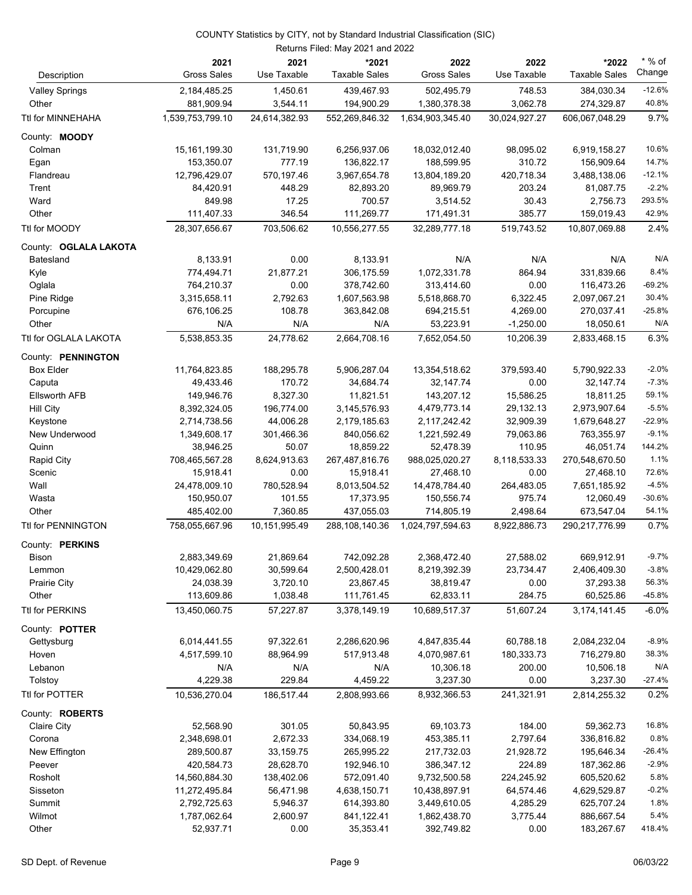COUNTY Statistics by CITY, not by Standard Industrial Classification (SIC)

Returns Filed: May 2021 and 2022

| Description | 2021 Gross Sales | 2021 Use Taxable | *2021 Taxable Sales | 2022 Gross Sales | 2022 Use Taxable | *2022 Taxable Sales | * % of Change |
|---|---|---|---|---|---|---|---|
| Valley Springs | 2,184,485.25 | 1,450.61 | 439,467.93 | 502,495.79 | 748.53 | 384,030.34 | -12.6% |
| Other | 881,909.94 | 3,544.11 | 194,900.29 | 1,380,378.38 | 3,062.78 | 274,329.87 | 40.8% |
| Ttl for MINNEHAHA | 1,539,753,799.10 | 24,614,382.93 | 552,269,846.32 | 1,634,903,345.40 | 30,024,927.27 | 606,067,048.29 | 9.7% |
| County: **MOODY** | | | | | | | |
| Colman | 15,161,199.30 | 131,719.90 | 6,256,937.06 | 18,032,012.40 | 98,095.02 | 6,919,158.27 | 10.6% |
| Egan | 153,350.07 | 777.19 | 136,822.17 | 188,599.95 | 310.72 | 156,909.64 | 14.7% |
| Flandreau | 12,796,429.07 | 570,197.46 | 3,967,654.78 | 13,804,189.20 | 420,718.34 | 3,488,138.06 | -12.1% |
| Trent | 84,420.91 | 448.29 | 82,893.20 | 89,969.79 | 203.24 | 81,087.75 | -2.2% |
| Ward | 849.98 | 17.25 | 700.57 | 3,514.52 | 30.43 | 2,756.73 | 293.5% |
| Other | 111,407.33 | 346.54 | 111,269.77 | 171,491.31 | 385.77 | 159,019.43 | 42.9% |
| Ttl for MOODY | 28,307,656.67 | 703,506.62 | 10,556,277.55 | 32,289,777.18 | 519,743.52 | 10,807,069.88 | 2.4% |
| County: **OGLALA LAKOTA** | | | | | | | |
| Batesland | 8,133.91 | 0.00 | 8,133.91 | N/A | N/A | N/A | N/A |
| Kyle | 774,494.71 | 21,877.21 | 306,175.59 | 1,072,331.78 | 864.94 | 331,839.66 | 8.4% |
| Oglala | 764,210.37 | 0.00 | 378,742.60 | 313,414.60 | 0.00 | 116,473.26 | -69.2% |
| Pine Ridge | 3,315,658.11 | 2,792.63 | 1,607,563.98 | 5,518,868.70 | 6,322.45 | 2,097,067.21 | 30.4% |
| Porcupine | 676,106.25 | 108.78 | 363,842.08 | 694,215.51 | 4,269.00 | 270,037.41 | -25.8% |
| Other | N/A | N/A | N/A | 53,223.91 | -1,250.00 | 18,050.61 | N/A |
| Ttl for OGLALA LAKOTA | 5,538,853.35 | 24,778.62 | 2,664,708.16 | 7,652,054.50 | 10,206.39 | 2,833,468.15 | 6.3% |
| County: **PENNINGTON** | | | | | | | |
| Box Elder | 11,764,823.85 | 188,295.78 | 5,906,287.04 | 13,354,518.62 | 379,593.40 | 5,790,922.33 | -2.0% |
| Caputa | 49,433.46 | 170.72 | 34,684.74 | 32,147.74 | 0.00 | 32,147.74 | -7.3% |
| Ellsworth AFB | 149,946.76 | 8,327.30 | 11,821.51 | 143,207.12 | 15,586.25 | 18,811.25 | 59.1% |
| Hill City | 8,392,324.05 | 196,774.00 | 3,145,576.93 | 4,479,773.14 | 29,132.13 | 2,973,907.64 | -5.5% |
| Keystone | 2,714,738.56 | 44,006.28 | 2,179,185.63 | 2,117,242.42 | 32,909.39 | 1,679,648.27 | -22.9% |
| New Underwood | 1,349,608.17 | 301,466.36 | 840,056.62 | 1,221,592.49 | 79,063.86 | 763,355.97 | -9.1% |
| Quinn | 38,946.25 | 50.07 | 18,859.22 | 52,478.39 | 110.95 | 46,051.74 | 144.2% |
| Rapid City | 708,465,567.28 | 8,624,913.63 | 267,487,816.76 | 988,025,020.27 | 8,118,533.33 | 270,548,670.50 | 1.1% |
| Scenic | 15,918.41 | 0.00 | 15,918.41 | 27,468.10 | 0.00 | 27,468.10 | 72.6% |
| Wall | 24,478,009.10 | 780,528.94 | 8,013,504.52 | 14,478,784.40 | 264,483.05 | 7,651,185.92 | -4.5% |
| Wasta | 150,950.07 | 101.55 | 17,373.95 | 150,556.74 | 975.74 | 12,060.49 | -30.6% |
| Other | 485,402.00 | 7,360.85 | 437,055.03 | 714,805.19 | 2,498.64 | 673,547.04 | 54.1% |
| Ttl for PENNINGTON | 758,055,667.96 | 10,151,995.49 | 288,108,140.36 | 1,024,797,594.63 | 8,922,886.73 | 290,217,776.99 | 0.7% |
| County: **PERKINS** | | | | | | | |
| Bison | 2,883,349.69 | 21,869.64 | 742,092.28 | 2,368,472.40 | 27,588.02 | 669,912.91 | -9.7% |
| Lemmon | 10,429,062.80 | 30,599.64 | 2,500,428.01 | 8,219,392.39 | 23,734.47 | 2,406,409.30 | -3.8% |
| Prairie City | 24,038.39 | 3,720.10 | 23,867.45 | 38,819.47 | 0.00 | 37,293.38 | 56.3% |
| Other | 113,609.86 | 1,038.48 | 111,761.45 | 62,833.11 | 284.75 | 60,525.86 | -45.8% |
| Ttl for PERKINS | 13,450,060.75 | 57,227.87 | 3,378,149.19 | 10,689,517.37 | 51,607.24 | 3,174,141.45 | -6.0% |
| County: **POTTER** | | | | | | | |
| Gettysburg | 6,014,441.55 | 97,322.61 | 2,286,620.96 | 4,847,835.44 | 60,788.18 | 2,084,232.04 | -8.9% |
| Hoven | 4,517,599.10 | 88,964.99 | 517,913.48 | 4,070,987.61 | 180,333.73 | 716,279.80 | 38.3% |
| Lebanon | N/A | N/A | N/A | 10,306.18 | 200.00 | 10,506.18 | N/A |
| Tolstoy | 4,229.38 | 229.84 | 4,459.22 | 3,237.30 | 0.00 | 3,237.30 | -27.4% |
| Ttl for POTTER | 10,536,270.04 | 186,517.44 | 2,808,993.66 | 8,932,366.53 | 241,321.91 | 2,814,255.32 | 0.2% |
| County: **ROBERTS** | | | | | | | |
| Claire City | 52,568.90 | 301.05 | 50,843.95 | 69,103.73 | 184.00 | 59,362.73 | 16.8% |
| Corona | 2,348,698.01 | 2,672.33 | 334,068.19 | 453,385.11 | 2,797.64 | 336,816.82 | 0.8% |
| New Effington | 289,500.87 | 33,159.75 | 265,995.22 | 217,732.03 | 21,928.72 | 195,646.34 | -26.4% |
| Peever | 420,584.73 | 28,628.70 | 192,946.10 | 386,347.12 | 224.89 | 187,362.86 | -2.9% |
| Rosholt | 14,560,884.30 | 138,402.06 | 572,091.40 | 9,732,500.58 | 224,245.92 | 605,520.62 | 5.8% |
| Sisseton | 11,272,495.84 | 56,471.98 | 4,638,150.71 | 10,438,897.91 | 64,574.46 | 4,629,529.87 | -0.2% |
| Summit | 2,792,725.63 | 5,946.37 | 614,393.80 | 3,449,610.05 | 4,285.29 | 625,707.24 | 1.8% |
| Wilmot | 1,787,062.64 | 2,600.97 | 841,122.41 | 1,862,438.70 | 3,775.44 | 886,667.54 | 5.4% |
| Other | 52,937.71 | 0.00 | 35,353.41 | 392,749.82 | 0.00 | 183,267.67 | 418.4% |

SD Dept. of Revenue 06/03/22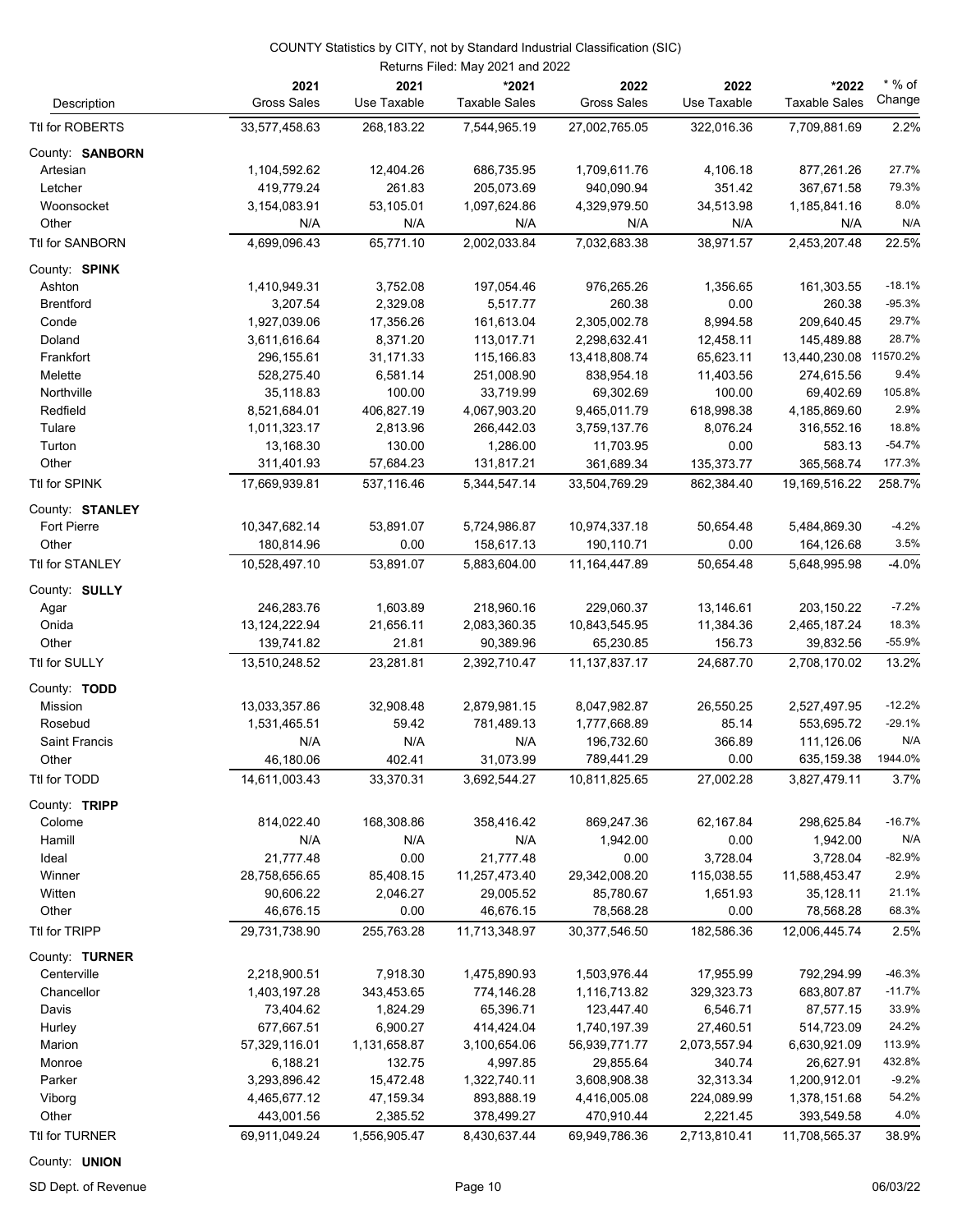COUNTY Statistics by CITY, not by Standard Industrial Classification (SIC)

Returns Filed: May 2021 and 2022

| Description | 2021 Gross Sales | 2021 Use Taxable | *2021 Taxable Sales | 2022 Gross Sales | 2022 Use Taxable | *2022 Taxable Sales | * % of Change |
|---|---|---|---|---|---|---|---|
| Ttl for ROBERTS | 33,577,458.63 | 268,183.22 | 7,544,965.19 | 27,002,765.05 | 322,016.36 | 7,709,881.69 | 2.2% |
| County: **SANBORN** | | | | | | | |
| Artesian | 1,104,592.62 | 12,404.26 | 686,735.95 | 1,709,611.76 | 4,106.18 | 877,261.26 | 27.7% |
| Letcher | 419,779.24 | 261.83 | 205,073.69 | 940,090.94 | 351.42 | 367,671.58 | 79.3% |
| Woonsocket | 3,154,083.91 | 53,105.01 | 1,097,624.86 | 4,329,979.50 | 34,513.98 | 1,185,841.16 | 8.0% |
| Other | N/A | N/A | N/A | N/A | N/A | N/A | N/A |
| Ttl for SANBORN | 4,699,096.43 | 65,771.10 | 2,002,033.84 | 7,032,683.38 | 38,971.57 | 2,453,207.48 | 22.5% |
| County: **SPINK** | | | | | | | |
| Ashton | 1,410,949.31 | 3,752.08 | 197,054.46 | 976,265.26 | 1,356.65 | 161,303.55 | -18.1% |
| Brentford | 3,207.54 | 2,329.08 | 5,517.77 | 260.38 | 0.00 | 260.38 | -95.3% |
| Conde | 1,927,039.06 | 17,356.26 | 161,613.04 | 2,305,002.78 | 8,994.58 | 209,640.45 | 29.7% |
| Doland | 3,611,616.64 | 8,371.20 | 113,017.71 | 2,298,632.41 | 12,458.11 | 145,489.88 | 28.7% |
| Frankfort | 296,155.61 | 31,171.33 | 115,166.83 | 13,418,808.74 | 65,623.11 | 13,440,230.08 | 11570.2% |
| Melette | 528,275.40 | 6,581.14 | 251,008.90 | 838,954.18 | 11,403.56 | 274,615.56 | 9.4% |
| Northville | 35,118.83 | 100.00 | 33,719.99 | 69,302.69 | 100.00 | 69,402.69 | 105.8% |
| Redfield | 8,521,684.01 | 406,827.19 | 4,067,903.20 | 9,465,011.79 | 618,998.38 | 4,185,869.60 | 2.9% |
| Tulare | 1,011,323.17 | 2,813.96 | 266,442.03 | 3,759,137.76 | 8,076.24 | 316,552.16 | 18.8% |
| Turton | 13,168.30 | 130.00 | 1,286.00 | 11,703.95 | 0.00 | 583.13 | -54.7% |
| Other | 311,401.93 | 57,684.23 | 131,817.21 | 361,689.34 | 135,373.77 | 365,568.74 | 177.3% |
| Ttl for SPINK | 17,669,939.81 | 537,116.46 | 5,344,547.14 | 33,504,769.29 | 862,384.40 | 19,169,516.22 | 258.7% |
| County: **STANLEY** | | | | | | | |
| Fort Pierre | 10,347,682.14 | 53,891.07 | 5,724,986.87 | 10,974,337.18 | 50,654.48 | 5,484,869.30 | -4.2% |
| Other | 180,814.96 | 0.00 | 158,617.13 | 190,110.71 | 0.00 | 164,126.68 | 3.5% |
| Ttl for STANLEY | 10,528,497.10 | 53,891.07 | 5,883,604.00 | 11,164,447.89 | 50,654.48 | 5,648,995.98 | -4.0% |
| County: **SULLY** | | | | | | | |
| Agar | 246,283.76 | 1,603.89 | 218,960.16 | 229,060.37 | 13,146.61 | 203,150.22 | -7.2% |
| Onida | 13,124,222.94 | 21,656.11 | 2,083,360.35 | 10,843,545.95 | 11,384.36 | 2,465,187.24 | 18.3% |
| Other | 139,741.82 | 21.81 | 90,389.96 | 65,230.85 | 156.73 | 39,832.56 | -55.9% |
| Ttl for SULLY | 13,510,248.52 | 23,281.81 | 2,392,710.47 | 11,137,837.17 | 24,687.70 | 2,708,170.02 | 13.2% |
| County: **TODD** | | | | | | | |
| Mission | 13,033,357.86 | 32,908.48 | 2,879,981.15 | 8,047,982.87 | 26,550.25 | 2,527,497.95 | -12.2% |
| Rosebud | 1,531,465.51 | 59.42 | 781,489.13 | 1,777,668.89 | 85.14 | 553,695.72 | -29.1% |
| Saint Francis | N/A | N/A | N/A | 196,732.60 | 366.89 | 111,126.06 | N/A |
| Other | 46,180.06 | 402.41 | 31,073.99 | 789,441.29 | 0.00 | 635,159.38 | 1944.0% |
| Ttl for TODD | 14,611,003.43 | 33,370.31 | 3,692,544.27 | 10,811,825.65 | 27,002.28 | 3,827,479.11 | 3.7% |
| County: **TRIPP** | | | | | | | |
| Colome | 814,022.40 | 168,308.86 | 358,416.42 | 869,247.36 | 62,167.84 | 298,625.84 | -16.7% |
| Hamill | N/A | N/A | N/A | 1,942.00 | 0.00 | 1,942.00 | N/A |
| Ideal | 21,777.48 | 0.00 | 21,777.48 | 0.00 | 3,728.04 | 3,728.04 | -82.9% |
| Winner | 28,758,656.65 | 85,408.15 | 11,257,473.40 | 29,342,008.20 | 115,038.55 | 11,588,453.47 | 2.9% |
| Witten | 90,606.22 | 2,046.27 | 29,005.52 | 85,780.67 | 1,651.93 | 35,128.11 | 21.1% |
| Other | 46,676.15 | 0.00 | 46,676.15 | 78,568.28 | 0.00 | 78,568.28 | 68.3% |
| Ttl for TRIPP | 29,731,738.90 | 255,763.28 | 11,713,348.97 | 30,377,546.50 | 182,586.36 | 12,006,445.74 | 2.5% |
| County: **TURNER** | | | | | | | |
| Centerville | 2,218,900.51 | 7,918.30 | 1,475,890.93 | 1,503,976.44 | 17,955.99 | 792,294.99 | -46.3% |
| Chancellor | 1,403,197.28 | 343,453.65 | 774,146.28 | 1,116,713.82 | 329,323.73 | 683,807.87 | -11.7% |
| Davis | 73,404.62 | 1,824.29 | 65,396.71 | 123,447.40 | 6,546.71 | 87,577.15 | 33.9% |
| Hurley | 677,667.51 | 6,900.27 | 414,424.04 | 1,740,197.39 | 27,460.51 | 514,723.09 | 24.2% |
| Marion | 57,329,116.01 | 1,131,658.87 | 3,100,654.06 | 56,939,771.77 | 2,073,557.94 | 6,630,921.09 | 113.9% |
| Monroe | 6,188.21 | 132.75 | 4,997.85 | 29,855.64 | 340.74 | 26,627.91 | 432.8% |
| Parker | 3,293,896.42 | 15,472.48 | 1,322,740.11 | 3,608,908.38 | 32,313.34 | 1,200,912.01 | -9.2% |
| Viborg | 4,465,677.12 | 47,159.34 | 893,888.19 | 4,416,005.08 | 224,089.99 | 1,378,151.68 | 54.2% |
| Other | 443,001.56 | 2,385.52 | 378,499.27 | 470,910.44 | 2,221.45 | 393,549.58 | 4.0% |
| Ttl for TURNER | 69,911,049.24 | 1,556,905.47 | 8,430,637.44 | 69,949,786.36 | 2,713,810.41 | 11,708,565.37 | 38.9% |
| County: **UNION** | | | | | | | |

SD Dept. of Revenue — 06/03/22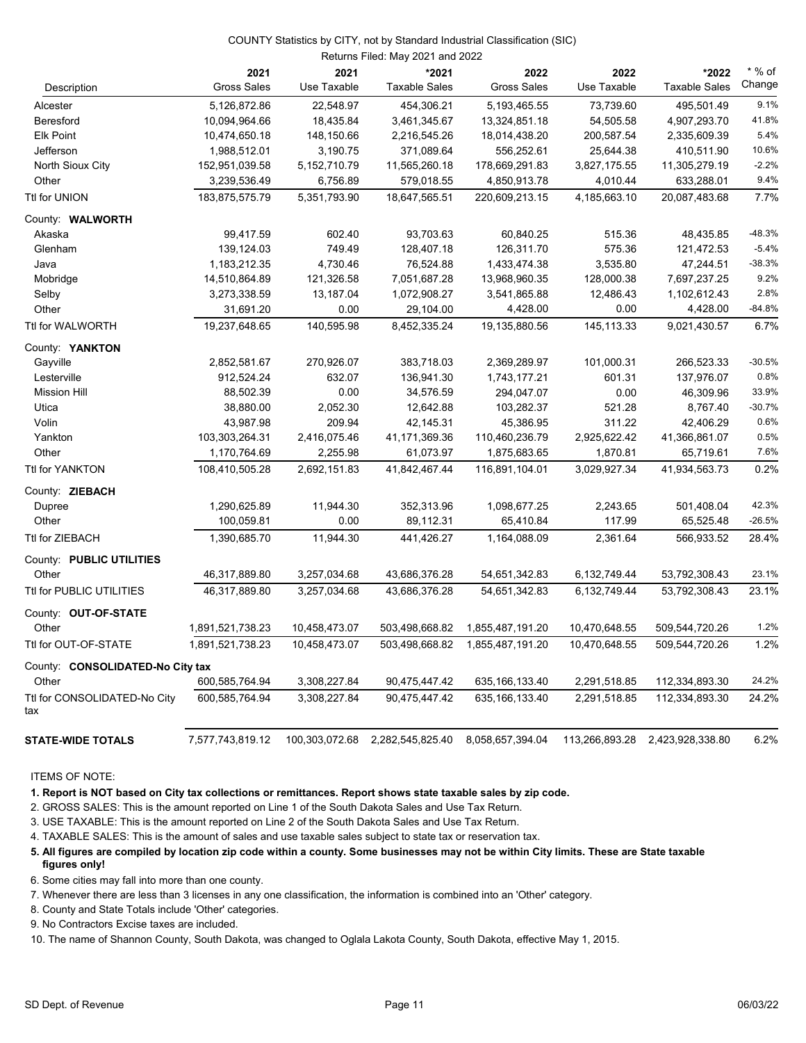COUNTY Statistics by CITY, not by Standard Industrial Classification (SIC)

Returns Filed: May 2021 and 2022

| Description | 2021 Gross Sales | 2021 Use Taxable | *2021 Taxable Sales | 2022 Gross Sales | 2022 Use Taxable | *2022 Taxable Sales | * % of Change |
|---|---|---|---|---|---|---|---|
| Alcester | 5,126,872.86 | 22,548.97 | 454,306.21 | 5,193,465.55 | 73,739.60 | 495,501.49 | 9.1% |
| Beresford | 10,094,964.66 | 18,435.84 | 3,461,345.67 | 13,324,851.18 | 54,505.58 | 4,907,293.70 | 41.8% |
| Elk Point | 10,474,650.18 | 148,150.66 | 2,216,545.26 | 18,014,438.20 | 200,587.54 | 2,335,609.39 | 5.4% |
| Jefferson | 1,988,512.01 | 3,190.75 | 371,089.64 | 556,252.61 | 25,644.38 | 410,511.90 | 10.6% |
| North Sioux City | 152,951,039.58 | 5,152,710.79 | 11,565,260.18 | 178,669,291.83 | 3,827,175.55 | 11,305,279.19 | -2.2% |
| Other | 3,239,536.49 | 6,756.89 | 579,018.55 | 4,850,913.78 | 4,010.44 | 633,288.01 | 9.4% |
| Ttl for UNION | 183,875,575.79 | 5,351,793.90 | 18,647,565.51 | 220,609,213.15 | 4,185,663.10 | 20,087,483.68 | 7.7% |
| County: **WALWORTH** | | | | | | | |
| Akaska | 99,417.59 | 602.40 | 93,703.63 | 60,840.25 | 515.36 | 48,435.85 | -48.3% |
| Glenham | 139,124.03 | 749.49 | 128,407.18 | 126,311.70 | 575.36 | 121,472.53 | -5.4% |
| Java | 1,183,212.35 | 4,730.46 | 76,524.88 | 1,433,474.38 | 3,535.80 | 47,244.51 | -38.3% |
| Mobridge | 14,510,864.89 | 121,326.58 | 7,051,687.28 | 13,968,960.35 | 128,000.38 | 7,697,237.25 | 9.2% |
| Selby | 3,273,338.59 | 13,187.04 | 1,072,908.27 | 3,541,865.88 | 12,486.43 | 1,102,612.43 | 2.8% |
| Other | 31,691.20 | 0.00 | 29,104.00 | 4,428.00 | 0.00 | 4,428.00 | -84.8% |
| Ttl for WALWORTH | 19,237,648.65 | 140,595.98 | 8,452,335.24 | 19,135,880.56 | 145,113.33 | 9,021,430.57 | 6.7% |
| County: **YANKTON** | | | | | | | |
| Gayville | 2,852,581.67 | 270,926.07 | 383,718.03 | 2,369,289.97 | 101,000.31 | 266,523.33 | -30.5% |
| Lesterville | 912,524.24 | 632.07 | 136,941.30 | 1,743,177.21 | 601.31 | 137,976.07 | 0.8% |
| Mission Hill | 88,502.39 | 0.00 | 34,576.59 | 294,047.07 | 0.00 | 46,309.96 | 33.9% |
| Utica | 38,880.00 | 2,052.30 | 12,642.88 | 103,282.37 | 521.28 | 8,767.40 | -30.7% |
| Volin | 43,987.98 | 209.94 | 42,145.31 | 45,386.95 | 311.22 | 42,406.29 | 0.6% |
| Yankton | 103,303,264.31 | 2,416,075.46 | 41,171,369.36 | 110,460,236.79 | 2,925,622.42 | 41,366,861.07 | 0.5% |
| Other | 1,170,764.69 | 2,255.98 | 61,073.97 | 1,875,683.65 | 1,870.81 | 65,719.61 | 7.6% |
| Ttl for YANKTON | 108,410,505.28 | 2,692,151.83 | 41,842,467.44 | 116,891,104.01 | 3,029,927.34 | 41,934,563.73 | 0.2% |
| County: **ZIEBACH** | | | | | | | |
| Dupree | 1,290,625.89 | 11,944.30 | 352,313.96 | 1,098,677.25 | 2,243.65 | 501,408.04 | 42.3% |
| Other | 100,059.81 | 0.00 | 89,112.31 | 65,410.84 | 117.99 | 65,525.48 | -26.5% |
| Ttl for ZIEBACH | 1,390,685.70 | 11,944.30 | 441,426.27 | 1,164,088.09 | 2,361.64 | 566,933.52 | 28.4% |
| County: **PUBLIC UTILITIES** | | | | | | | |
| Other | 46,317,889.80 | 3,257,034.68 | 43,686,376.28 | 54,651,342.83 | 6,132,749.44 | 53,792,308.43 | 23.1% |
| Ttl for PUBLIC UTILITIES | 46,317,889.80 | 3,257,034.68 | 43,686,376.28 | 54,651,342.83 | 6,132,749.44 | 53,792,308.43 | 23.1% |
| County: **OUT-OF-STATE** | | | | | | | |
| Other | 1,891,521,738.23 | 10,458,473.07 | 503,498,668.82 | 1,855,487,191.20 | 10,470,648.55 | 509,544,720.26 | 1.2% |
| Ttl for OUT-OF-STATE | 1,891,521,738.23 | 10,458,473.07 | 503,498,668.82 | 1,855,487,191.20 | 10,470,648.55 | 509,544,720.26 | 1.2% |
| County: **CONSOLIDATED-No City tax** | | | | | | | |
| Other | 600,585,764.94 | 3,308,227.84 | 90,475,447.42 | 635,166,133.40 | 2,291,518.85 | 112,334,893.30 | 24.2% |
| Ttl for CONSOLIDATED-No City tax | 600,585,764.94 | 3,308,227.84 | 90,475,447.42 | 635,166,133.40 | 2,291,518.85 | 112,334,893.30 | 24.2% |
| **STATE-WIDE TOTALS** | 7,577,743,819.12 | 100,303,072.68 | 2,282,545,825.40 | 8,058,657,394.04 | 113,266,893.28 | 2,423,928,338.80 | 6.2% |

ITEMS OF NOTE:

**1. Report is NOT based on City tax collections or remittances. Report shows state taxable sales by zip code.**

2. GROSS SALES: This is the amount reported on Line 1 of the South Dakota Sales and Use Tax Return.

3. USE TAXABLE: This is the amount reported on Line 2 of the South Dakota Sales and Use Tax Return.

4. TAXABLE SALES: This is the amount of sales and use taxable sales subject to state tax or reservation tax.

**5. All figures are compiled by location zip code within a county. Some businesses may not be within City limits. These are State taxable figures only!**

6. Some cities may fall into more than one county.

7. Whenever there are less than 3 licenses in any one classification, the information is combined into an 'Other' category.

8. County and State Totals include 'Other' categories.

9. No Contractors Excise taxes are included.

10. The name of Shannon County, South Dakota, was changed to Oglala Lakota County, South Dakota, effective May 1, 2015.

SD Dept. of Revenue 06/03/22